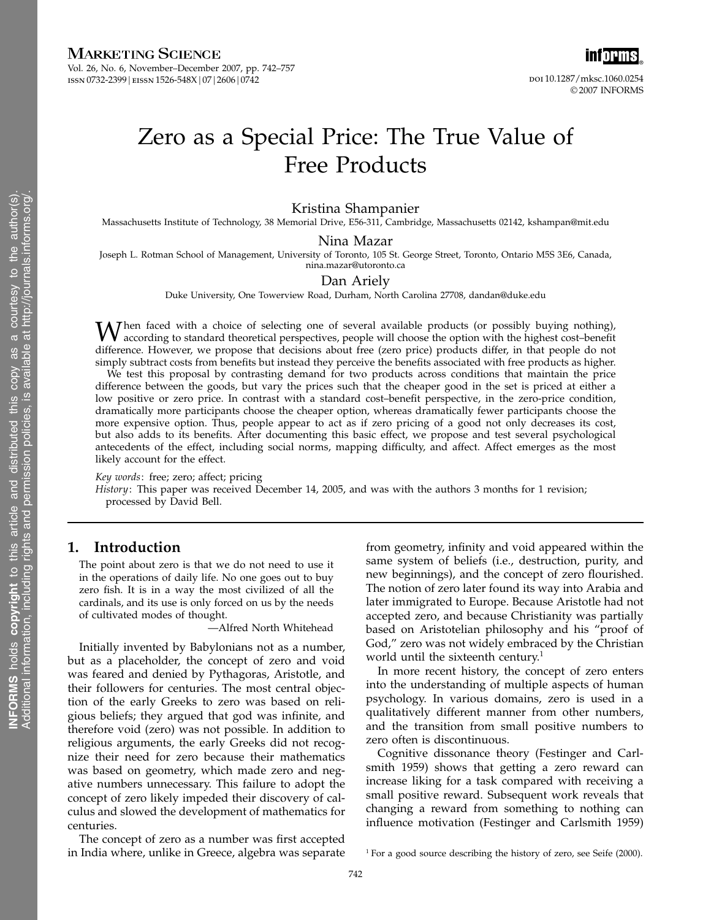# Zero as a Special Price: The True Value of Free Products

Kristina Shampanier

Massachusetts Institute of Technology, 38 Memorial Drive, E56-311, Cambridge, Massachusetts 02142, kshampan@mit.edu

Nina Mazar

Joseph L. Rotman School of Management, University of Toronto, 105 St. George Street, Toronto, Ontario M5S 3E6, Canada, nina.mazar@utoronto.ca

Dan Ariely

Duke University, One Towerview Road, Durham, North Carolina 27708, dandan@duke.edu

When faced with a choice of selecting one of several available products (or possibly buying nothing), according to standard theoretical perspectives, people will choose the option with the highest cost–benefit difference. However, we propose that decisions about free (zero price) products differ, in that people do not simply subtract costs from benefits but instead they perceive the benefits associated with free products as higher.

We test this proposal by contrasting demand for two products across conditions that maintain the price difference between the goods, but vary the prices such that the cheaper good in the set is priced at either a low positive or zero price. In contrast with a standard cost–benefit perspective, in the zero-price condition, dramatically more participants choose the cheaper option, whereas dramatically fewer participants choose the more expensive option. Thus, people appear to act as if zero pricing of a good not only decreases its cost, but also adds to its benefits. After documenting this basic effect, we propose and test several psychological antecedents of the effect, including social norms, mapping difficulty, and affect. Affect emerges as the most likely account for the effect.

*Key words*: free; zero; affect; pricing

*History*: This paper was received December 14, 2005, and was with the authors 3 months for 1 revision; processed by David Bell.

## 1. Introduction

> The point about zero is that we do not need to use it in the operations of daily life. No one goes out to buy zero fish. It is in a way the most civilized of all the cardinals, and its use is only forced on us by the needs of cultivated modes of thought.
>
> —Alfred North Whitehead

Initially invented by Babylonians not as a number, but as a placeholder, the concept of zero and void was feared and denied by Pythagoras, Aristotle, and their followers for centuries. The most central objection of the early Greeks to zero was based on religious beliefs; they argued that god was infinite, and therefore void (zero) was not possible. In addition to religious arguments, the early Greeks did not recognize their need for zero because their mathematics was based on geometry, which made zero and negative numbers unnecessary. This failure to adopt the concept of zero likely impeded their discovery of calculus and slowed the development of mathematics for centuries.

The concept of zero as a number was first accepted in India where, unlike in Greece, algebra was separate from geometry, infinity and void appeared within the same system of beliefs (i.e., destruction, purity, and new beginnings), and the concept of zero flourished. The notion of zero later found its way into Arabia and later immigrated to Europe. Because Aristotle had not accepted zero, and because Christianity was partially based on Aristotelian philosophy and his "proof of God," zero was not widely embraced by the Christian world until the sixteenth century.[1]

In more recent history, the concept of zero enters into the understanding of multiple aspects of human psychology. In various domains, zero is used in a qualitatively different manner from other numbers, and the transition from small positive numbers to zero often is discontinuous.

Cognitive dissonance theory (Festinger and Carlsmith 1959) shows that getting a zero reward can increase liking for a task compared with receiving a small positive reward. Subsequent work reveals that changing a reward from something to nothing can influence motivation (Festinger and Carlsmith 1959)

[1] For a good source describing the history of zero, see Seife (2000).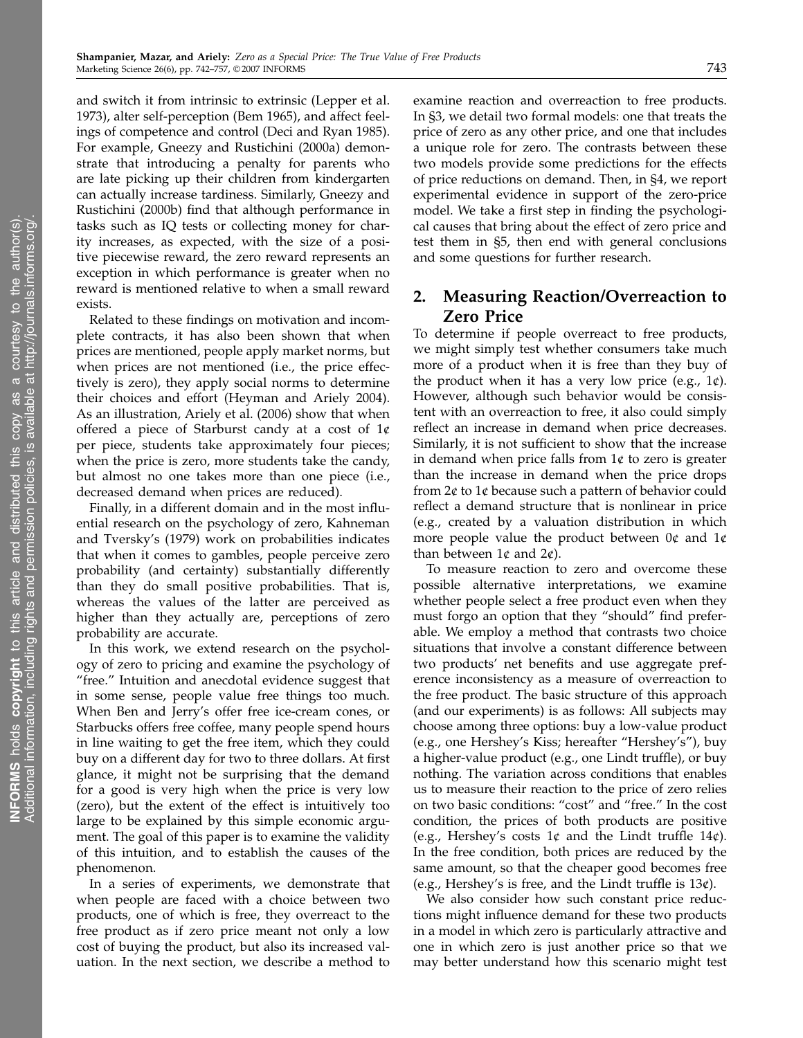and switch it from intrinsic to extrinsic (Lepper et al. 1973), alter self-perception (Bem 1965), and affect feelings of competence and control (Deci and Ryan 1985). For example, Gneezy and Rustichini (2000a) demonstrate that introducing a penalty for parents who are late picking up their children from kindergarten can actually increase tardiness. Similarly, Gneezy and Rustichini (2000b) find that although performance in tasks such as IQ tests or collecting money for charity increases, as expected, with the size of a positive piecewise reward, the zero reward represents an exception in which performance is greater when no reward is mentioned relative to when a small reward exists.

Related to these findings on motivation and incomplete contracts, it has also been shown that when prices are mentioned, people apply market norms, but when prices are not mentioned (i.e., the price effectively is zero), they apply social norms to determine their choices and effort (Heyman and Ariely 2004). As an illustration, Ariely et al. (2006) show that when offered a piece of Starburst candy at a cost of 1¢ per piece, students take approximately four pieces; when the price is zero, more students take the candy, but almost no one takes more than one piece (i.e., decreased demand when prices are reduced).

Finally, in a different domain and in the most influential research on the psychology of zero, Kahneman and Tversky's (1979) work on probabilities indicates that when it comes to gambles, people perceive zero probability (and certainty) substantially differently than they do small positive probabilities. That is, whereas the values of the latter are perceived as higher than they actually are, perceptions of zero probability are accurate.

In this work, we extend research on the psychology of zero to pricing and examine the psychology of "free." Intuition and anecdotal evidence suggest that in some sense, people value free things too much. When Ben and Jerry's offer free ice-cream cones, or Starbucks offers free coffee, many people spend hours in line waiting to get the free item, which they could buy on a different day for two to three dollars. At first glance, it might not be surprising that the demand for a good is very high when the price is very low (zero), but the extent of the effect is intuitively too large to be explained by this simple economic argument. The goal of this paper is to examine the validity of this intuition, and to establish the causes of the phenomenon.

In a series of experiments, we demonstrate that when people are faced with a choice between two products, one of which is free, they overreact to the free product as if zero price meant not only a low cost of buying the product, but also its increased valuation. In the next section, we describe a method to examine reaction and overreaction to free products. In §3, we detail two formal models: one that treats the price of zero as any other price, and one that includes a unique role for zero. The contrasts between these two models provide some predictions for the effects of price reductions on demand. Then, in §4, we report experimental evidence in support of the zero-price model. We take a first step in finding the psychological causes that bring about the effect of zero price and test them in §5, then end with general conclusions and some questions for further research.

## 2. Measuring Reaction/Overreaction to Zero Price

To determine if people overreact to free products, we might simply test whether consumers take much more of a product when it is free than they buy of the product when it has a very low price (e.g., 1¢). However, although such behavior would be consistent with an overreaction to free, it also could simply reflect an increase in demand when price decreases. Similarly, it is not sufficient to show that the increase in demand when price falls from 1¢ to zero is greater than the increase in demand when the price drops from 2¢ to 1¢ because such a pattern of behavior could reflect a demand structure that is nonlinear in price (e.g., created by a valuation distribution in which more people value the product between 0¢ and 1¢ than between 1¢ and 2¢).

To measure reaction to zero and overcome these possible alternative interpretations, we examine whether people select a free product even when they must forgo an option that they "should" find preferable. We employ a method that contrasts two choice situations that involve a constant difference between two products' net benefits and use aggregate preference inconsistency as a measure of overreaction to the free product. The basic structure of this approach (and our experiments) is as follows: All subjects may choose among three options: buy a low-value product (e.g., one Hershey's Kiss; hereafter "Hershey's"), buy a higher-value product (e.g., one Lindt truffle), or buy nothing. The variation across conditions that enables us to measure their reaction to the price of zero relies on two basic conditions: "cost" and "free." In the cost condition, the prices of both products are positive (e.g., Hershey's costs 1¢ and the Lindt truffle 14¢). In the free condition, both prices are reduced by the same amount, so that the cheaper good becomes free (e.g., Hershey's is free, and the Lindt truffle is 13¢).

We also consider how such constant price reductions might influence demand for these two products in a model in which zero is particularly attractive and one in which zero is just another price so that we may better understand how this scenario might test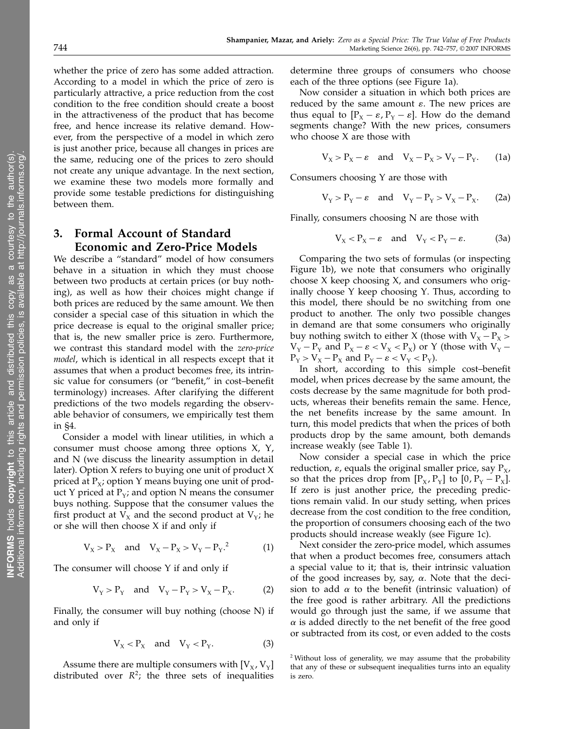whether the price of zero has some added attraction. According to a model in which the price of zero is particularly attractive, a price reduction from the cost condition to the free condition should create a boost in the attractiveness of the product that has become free, and hence increase its relative demand. However, from the perspective of a model in which zero is just another price, because all changes in prices are the same, reducing one of the prices to zero should not create any unique advantage. In the next section, we examine these two models more formally and provide some testable predictions for distinguishing between them.

## 3. Formal Account of Standard Economic and Zero-Price Models

We describe a "standard" model of how consumers behave in a situation in which they must choose between two products at certain prices (or buy nothing), as well as how their choices might change if both prices are reduced by the same amount. We then consider a special case of this situation in which the price decrease is equal to the original smaller price; that is, the new smaller price is zero. Furthermore, we contrast this standard model with the *zero-price model*, which is identical in all respects except that it assumes that when a product becomes free, its intrinsic value for consumers (or "benefit," in cost–benefit terminology) increases. After clarifying the different predictions of the two models regarding the observable behavior of consumers, we empirically test them in §4.

Consider a model with linear utilities, in which a consumer must choose among three options X, Y, and N (we discuss the linearity assumption in detail later). Option X refers to buying one unit of product X priced at $P_X$; option Y means buying one unit of product Y priced at $P_Y$; and option N means the consumer buys nothing. Suppose that the consumer values the first product at $V_X$ and the second product at $V_Y$; he or she will then choose X if and only if

$$V_X > P_X \quad \text{and} \quad V_X - P_X > V_Y - P_Y.^{2} \tag{1}$$

The consumer will choose Y if and only if

$$V_Y > P_Y \quad \text{and} \quad V_Y - P_Y > V_X - P_X. \tag{2}$$

Finally, the consumer will buy nothing (choose N) if and only if

$$V_X < P_X \quad \text{and} \quad V_Y < P_Y. \tag{3}$$

Assume there are multiple consumers with $[V_X, V_Y]$ distributed over $R^2$; the three sets of inequalities determine three groups of consumers who choose each of the three options (see Figure 1a).

Now consider a situation in which both prices are reduced by the same amount $\varepsilon$. The new prices are thus equal to $[P_X - \varepsilon, P_Y - \varepsilon]$. How do the demand segments change? With the new prices, consumers who choose X are those with

$$V_X > P_X - \varepsilon \quad \text{and} \quad V_X - P_X > V_Y - P_Y. \tag{1a}$$

Consumers choosing Y are those with

$$V_Y > P_Y - \varepsilon \quad \text{and} \quad V_Y - P_Y > V_X - P_X. \tag{2a}$$

Finally, consumers choosing N are those with

$$V_X < P_X - \varepsilon \quad \text{and} \quad V_Y < P_Y - \varepsilon. \tag{3a}$$

Comparing the two sets of formulas (or inspecting Figure 1b), we note that consumers who originally choose X keep choosing X, and consumers who originally choose Y keep choosing Y. Thus, according to this model, there should be no switching from one product to another. The only two possible changes in demand are that some consumers who originally buy nothing switch to either X (those with $V_X - P_X > V_Y - P_Y$ and $P_X - \varepsilon < V_X < P_X$) or Y (those with $V_Y - P_Y > V_X - P_X$ and $P_Y - \varepsilon < V_Y < P_Y$).

In short, according to this simple cost–benefit model, when prices decrease by the same amount, the costs decrease by the same magnitude for both products, whereas their benefits remain the same. Hence, the net benefits increase by the same amount. In turn, this model predicts that when the prices of both products drop by the same amount, both demands increase weakly (see Table 1).

Now consider a special case in which the price reduction, $\varepsilon$, equals the original smaller price, say $P_X$, so that the prices drop from $[P_X, P_Y]$ to $[0, P_Y - P_X]$. If zero is just another price, the preceding predictions remain valid. In our study setting, when prices decrease from the cost condition to the free condition, the proportion of consumers choosing each of the two products should increase weakly (see Figure 1c).

Next consider the zero-price model, which assumes that when a product becomes free, consumers attach a special value to it; that is, their intrinsic valuation of the good increases by, say, $\alpha$. Note that the decision to add $\alpha$ to the benefit (intrinsic valuation) of the free good is rather arbitrary. All the predictions would go through just the same, if we assume that $\alpha$ is added directly to the net benefit of the free good or subtracted from its cost, or even added to the costs

[2] Without loss of generality, we may assume that the probability that any of these or subsequent inequalities turns into an equality is zero.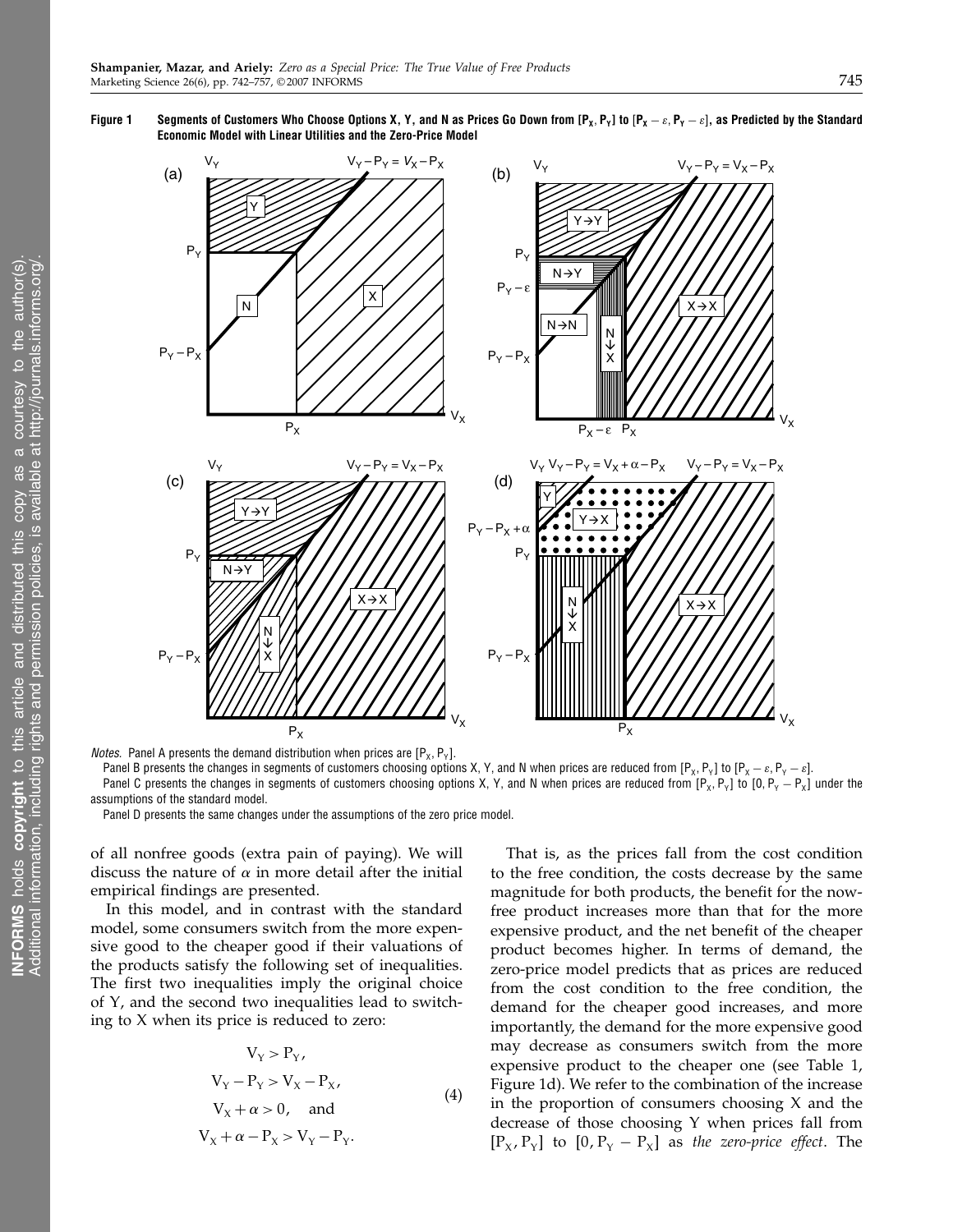**Figure 1** Segments of Customers Who Choose Options X, Y, and N as Prices Go Down from $[P_X, P_Y]$ to $[P_X - \varepsilon, P_Y - \varepsilon]$, as Predicted by the Standard Economic Model with Linear Utilities and the Zero-Price Model

*Notes.* Panel A presents the demand distribution when prices are $[P_X, P_Y]$.

Panel B presents the changes in segments of customers choosing options X, Y, and N when prices are reduced from $[P_X, P_Y]$ to $[P_X - \varepsilon, P_Y - \varepsilon]$.

Panel C presents the changes in segments of customers choosing options X, Y, and N when prices are reduced from $[P_X, P_Y]$ to $[0, P_Y - P_X]$ under the assumptions of the standard model.

Panel D presents the same changes under the assumptions of the zero price model.

of all nonfree goods (extra pain of paying). We will discuss the nature of $\alpha$ in more detail after the initial empirical findings are presented.

In this model, and in contrast with the standard model, some consumers switch from the more expensive good to the cheaper good if their valuations of the products satisfy the following set of inequalities. The first two inequalities imply the original choice of Y, and the second two inequalities lead to switching to X when its price is reduced to zero:

$$\begin{aligned} &V_Y > P_Y, \\ &V_Y - P_Y > V_X - P_X, \\ &V_X + \alpha > 0, \quad \text{and} \\ &V_X + \alpha - P_X > V_Y - P_Y. \end{aligned} \tag{4}$$

That is, as the prices fall from the cost condition to the free condition, the costs decrease by the same magnitude for both products, the benefit for the now-free product increases more than that for the more expensive product, and the net benefit of the cheaper product becomes higher. In terms of demand, the zero-price model predicts that as prices are reduced from the cost condition to the free condition, the demand for the cheaper good increases, and more importantly, the demand for the more expensive good may decrease as consumers switch from the more expensive product to the cheaper one (see Table 1, Figure 1d). We refer to the combination of the increase in the proportion of consumers choosing X and the decrease of those choosing Y when prices fall from $[P_X, P_Y]$ to $[0, P_Y - P_X]$ as *the zero-price effect*. The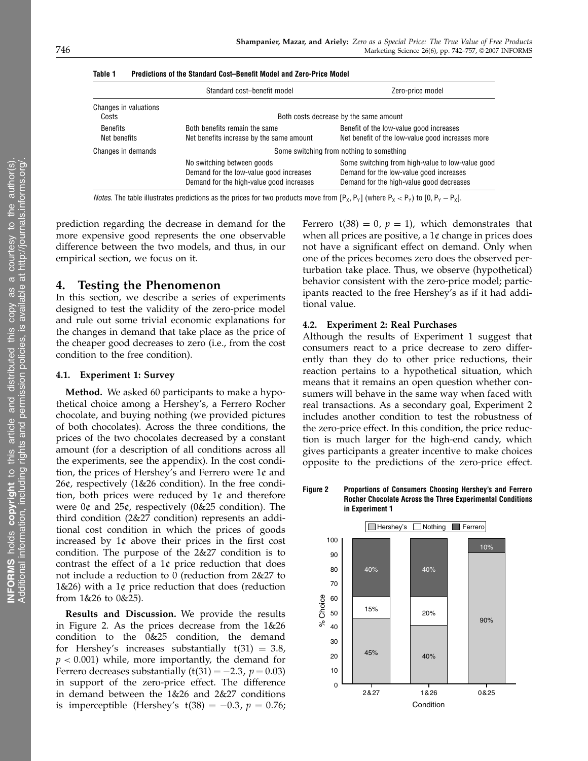**Table 1 Predictions of the Standard Cost–Benefit Model and Zero-Price Model**

| | Standard cost–benefit model | Zero-price model |
|---|---|---|
| Changes in valuations | | |
| Costs | Both costs decrease by the same amount | |
| Benefits | Both benefits remain the same | Benefit of the low-value good increases |
| Net benefits | Net benefits increase by the same amount | Net benefit of the low-value good increases more |
| Changes in demands | Some switching from nothing to something | |
| | No switching between goods | Some switching from high-value to low-value good |
| | Demand for the low-value good increases | Demand for the low-value good increases |
| | Demand for the high-value good increases | Demand for the high-value good decreases |

*Notes.* The table illustrates predictions as the prices for two products move from $[P_X, P_Y]$ (where $P_X < P_Y$) to $[0, P_Y - P_X]$.

prediction regarding the decrease in demand for the more expensive good represents the one observable difference between the two models, and thus, in our empirical section, we focus on it.

## 4. Testing the Phenomenon

In this section, we describe a series of experiments designed to test the validity of the zero-price model and rule out some trivial economic explanations for the changes in demand that take place as the price of the cheaper good decreases to zero (i.e., from the cost condition to the free condition).

### 4.1. Experiment 1: Survey

**Method.** We asked 60 participants to make a hypothetical choice among a Hershey's, a Ferrero Rocher chocolate, and buying nothing (we provided pictures of both chocolates). Across the three conditions, the prices of the two chocolates decreased by a constant amount (for a description of all conditions across all the experiments, see the appendix). In the cost condition, the prices of Hershey's and Ferrero were 1¢ and 26¢, respectively (1&26 condition). In the free condition, both prices were reduced by 1¢ and therefore were 0¢ and 25¢, respectively (0&25 condition). The third condition (2&27 condition) represents an additional cost condition in which the prices of goods increased by 1¢ above their prices in the first cost condition. The purpose of the 2&27 condition is to contrast the effect of a 1¢ price reduction that does not include a reduction to 0 (reduction from 2&27 to 1&26) with a 1¢ price reduction that does (reduction from 1&26 to 0&25).

**Results and Discussion.** We provide the results in Figure 2. As the prices decrease from the 1&26 condition to the 0&25 condition, the demand for Hershey's increases substantially $t(31) = 3.8$, $p < 0.001$) while, more importantly, the demand for Ferrero decreases substantially ($t(31) = -2.3$, $p = 0.03$) in support of the zero-price effect. The difference in demand between the 1&26 and 2&27 conditions is imperceptible (Hershey's $t(38) = -0.3$, $p = 0.76$; Ferrero $t(38) = 0$, $p = 1$), which demonstrates that when all prices are positive, a 1¢ change in prices does not have a significant effect on demand. Only when one of the prices becomes zero does the observed perturbation take place. Thus, we observe (hypothetical) behavior consistent with the zero-price model; participants reacted to the free Hershey's as if it had additional value.

### 4.2. Experiment 2: Real Purchases

Although the results of Experiment 1 suggest that consumers react to a price decrease to zero differently than they do to other price reductions, their reaction pertains to a hypothetical situation, which means that it remains an open question whether consumers will behave in the same way when faced with real transactions. As a secondary goal, Experiment 2 includes another condition to test the robustness of the zero-price effect. In this condition, the price reduction is much larger for the high-end candy, which gives participants a greater incentive to make choices opposite to the predictions of the zero-price effect.

**Figure 2 Proportions of Consumers Choosing Hershey's and Ferrero Rocher Chocolate Across the Three Experimental Conditions in Experiment 1**

| Condition | Hershey's | Nothing | Ferrero |
|---|---|---|---|
| 2&27 | 45% | 15% | 40% |
| 1&26 | 40% | 20% | 40% |
| 0&25 | 90% | | 10% |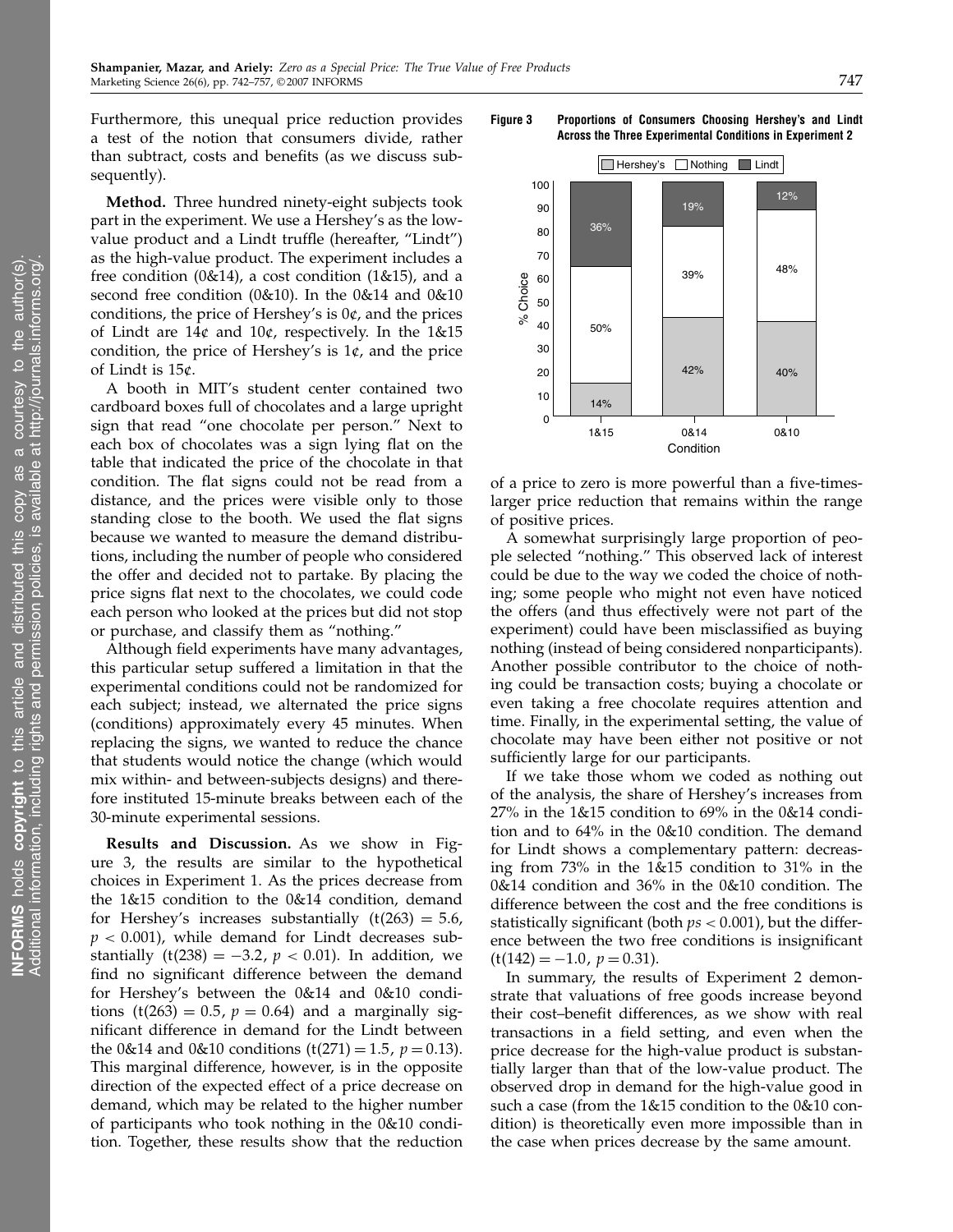Furthermore, this unequal price reduction provides a test of the notion that consumers divide, rather than subtract, costs and benefits (as we discuss subsequently).

**Method.** Three hundred ninety-eight subjects took part in the experiment. We use a Hershey's as the low-value product and a Lindt truffle (hereafter, "Lindt") as the high-value product. The experiment includes a free condition (0&14), a cost condition (1&15), and a second free condition (0&10). In the 0&14 and 0&10 conditions, the price of Hershey's is 0¢, and the prices of Lindt are 14¢ and 10¢, respectively. In the 1&15 condition, the price of Hershey's is 1¢, and the price of Lindt is 15¢.

A booth in MIT's student center contained two cardboard boxes full of chocolates and a large upright sign that read "one chocolate per person." Next to each box of chocolates was a sign lying flat on the table that indicated the price of the chocolate in that condition. The flat signs could not be read from a distance, and the prices were visible only to those standing close to the booth. We used the flat signs because we wanted to measure the demand distributions, including the number of people who considered the offer and decided not to partake. By placing the price signs flat next to the chocolates, we could code each person who looked at the prices but did not stop or purchase, and classify them as "nothing."

Although field experiments have many advantages, this particular setup suffered a limitation in that the experimental conditions could not be randomized for each subject; instead, we alternated the price signs (conditions) approximately every 45 minutes. When replacing the signs, we wanted to reduce the chance that students would notice the change (which would mix within- and between-subjects designs) and therefore instituted 15-minute breaks between each of the 30-minute experimental sessions.

**Results and Discussion.** As we show in Figure 3, the results are similar to the hypothetical choices in Experiment 1. As the prices decrease from the 1&15 condition to the 0&14 condition, demand for Hershey's increases substantially ($t(263) = 5.6$, $p < 0.001$), while demand for Lindt decreases substantially ($t(238) = -3.2$, $p < 0.01$). In addition, we find no significant difference between the demand for Hershey's between the 0&14 and 0&10 conditions ($t(263) = 0.5$, $p = 0.64$) and a marginally significant difference in demand for the Lindt between the 0&14 and 0&10 conditions ($t(271) = 1.5$, $p = 0.13$). This marginal difference, however, is in the opposite direction of the expected effect of a price decrease on demand, which may be related to the higher number of participants who took nothing in the 0&10 condition. Together, these results show that the reduction of a price to zero is more powerful than a five-times-larger price reduction that remains within the range of positive prices.

**Figure 3** Proportions of Consumers Choosing Hershey's and Lindt Across the Three Experimental Conditions in Experiment 2

| Condition | Hershey's | Nothing | Lindt |
|---|---|---|---|
| 1&15 | 14% | 50% | 36% |
| 0&14 | 42% | 39% | 19% |
| 0&10 | 40% | 48% | 12% |

A somewhat surprisingly large proportion of people selected "nothing." This observed lack of interest could be due to the way we coded the choice of nothing; some people who might not even have noticed the offers (and thus effectively were not part of the experiment) could have been misclassified as buying nothing (instead of being considered nonparticipants). Another possible contributor to the choice of nothing could be transaction costs; buying a chocolate or even taking a free chocolate requires attention and time. Finally, in the experimental setting, the value of chocolate may have been either not positive or not sufficiently large for our participants.

If we take those whom we coded as nothing out of the analysis, the share of Hershey's increases from 27% in the 1&15 condition to 69% in the 0&14 condition and to 64% in the 0&10 condition. The demand for Lindt shows a complementary pattern: decreasing from 73% in the 1&15 condition to 31% in the 0&14 condition and 36% in the 0&10 condition. The difference between the cost and the free conditions is statistically significant (both $ps < 0.001$), but the difference between the two free conditions is insignificant ($t(142) = -1.0$, $p = 0.31$).

In summary, the results of Experiment 2 demonstrate that valuations of free goods increase beyond their cost–benefit differences, as we show with real transactions in a field setting, and even when the price decrease for the high-value product is substantially larger than that of the low-value product. The observed drop in demand for the high-value good in such a case (from the 1&15 condition to the 0&10 condition) is theoretically even more impossible than in the case when prices decrease by the same amount.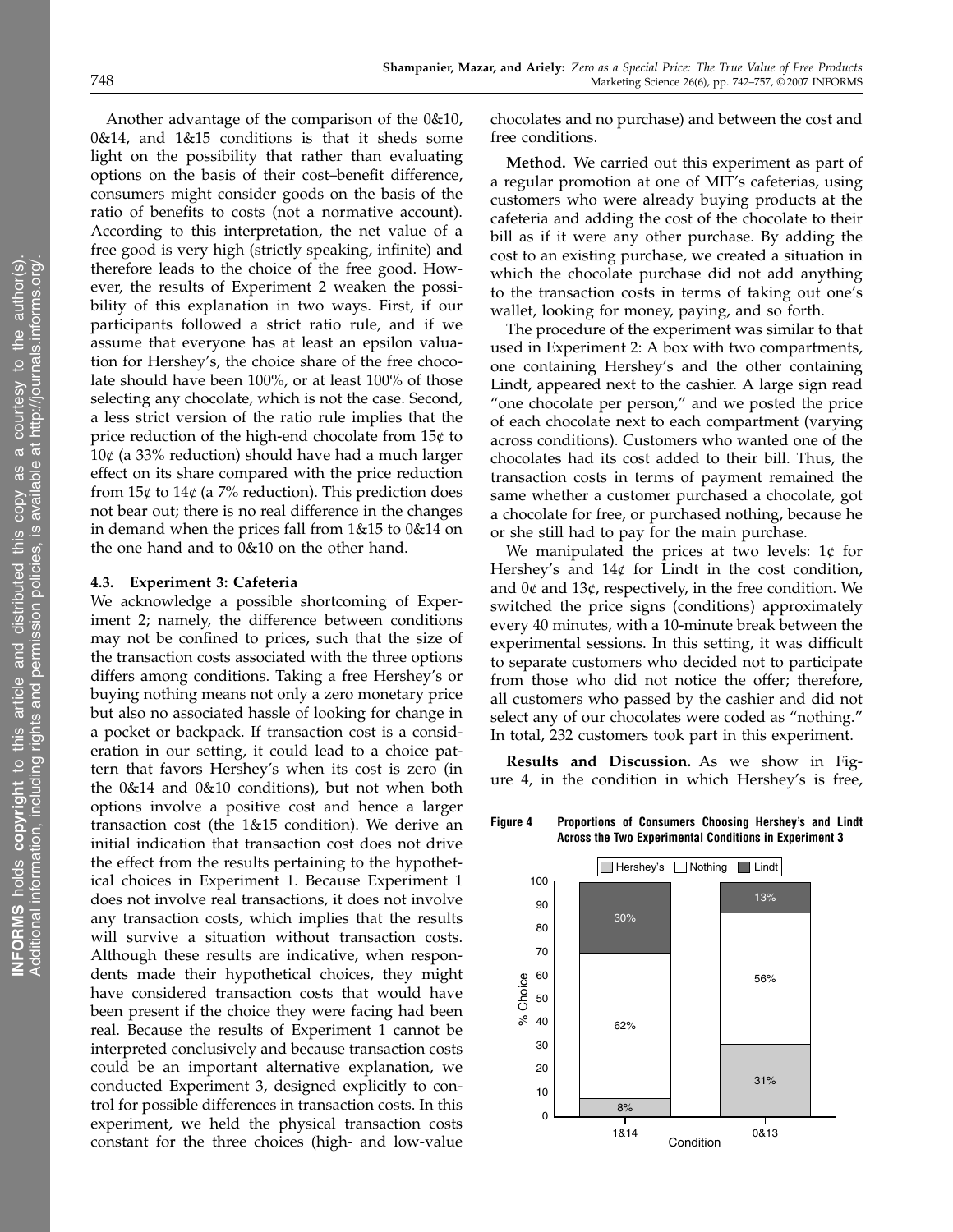Another advantage of the comparison of the 0&10, 0&14, and 1&15 conditions is that it sheds some light on the possibility that rather than evaluating options on the basis of their cost–benefit difference, consumers might consider goods on the basis of the ratio of benefits to costs (not a normative account). According to this interpretation, the net value of a free good is very high (strictly speaking, infinite) and therefore leads to the choice of the free good. However, the results of Experiment 2 weaken the possibility of this explanation in two ways. First, if our participants followed a strict ratio rule, and if we assume that everyone has at least an epsilon valuation for Hershey's, the choice share of the free chocolate should have been 100%, or at least 100% of those selecting any chocolate, which is not the case. Second, a less strict version of the ratio rule implies that the price reduction of the high-end chocolate from 15¢ to 10¢ (a 33% reduction) should have had a much larger effect on its share compared with the price reduction from 15¢ to 14¢ (a 7% reduction). This prediction does not bear out; there is no real difference in the changes in demand when the prices fall from 1&15 to 0&14 on the one hand and to 0&10 on the other hand.

### 4.3. Experiment 3: Cafeteria

We acknowledge a possible shortcoming of Experiment 2; namely, the difference between conditions may not be confined to prices, such that the size of the transaction costs associated with the three options differs among conditions. Taking a free Hershey's or buying nothing means not only a zero monetary price but also no associated hassle of looking for change in a pocket or backpack. If transaction cost is a consideration in our setting, it could lead to a choice pattern that favors Hershey's when its cost is zero (in the 0&14 and 0&10 conditions), but not when both options involve a positive cost and hence a larger transaction cost (the 1&15 condition). We derive an initial indication that transaction cost does not drive the effect from the results pertaining to the hypothetical choices in Experiment 1. Because Experiment 1 does not involve real transactions, it does not involve any transaction costs, which implies that the results will survive a situation without transaction costs. Although these results are indicative, when respondents made their hypothetical choices, they might have considered transaction costs that would have been present if the choice they were facing had been real. Because the results of Experiment 1 cannot be interpreted conclusively and because transaction costs could be an important alternative explanation, we conducted Experiment 3, designed explicitly to control for possible differences in transaction costs. In this experiment, we held the physical transaction costs constant for the three choices (high- and low-value chocolates and no purchase) and between the cost and free conditions.

**Method.** We carried out this experiment as part of a regular promotion at one of MIT's cafeterias, using customers who were already buying products at the cafeteria and adding the cost of the chocolate to their bill as if it were any other purchase. By adding the cost to an existing purchase, we created a situation in which the chocolate purchase did not add anything to the transaction costs in terms of taking out one's wallet, looking for money, paying, and so forth.

The procedure of the experiment was similar to that used in Experiment 2: A box with two compartments, one containing Hershey's and the other containing Lindt, appeared next to the cashier. A large sign read "one chocolate per person," and we posted the price of each chocolate next to each compartment (varying across conditions). Customers who wanted one of the chocolates had its cost added to their bill. Thus, the transaction costs in terms of payment remained the same whether a customer purchased a chocolate, got a chocolate for free, or purchased nothing, because he or she still had to pay for the main purchase.

We manipulated the prices at two levels: 1¢ for Hershey's and 14¢ for Lindt in the cost condition, and 0¢ and 13¢, respectively, in the free condition. We switched the price signs (conditions) approximately every 40 minutes, with a 10-minute break between the experimental sessions. In this setting, it was difficult to separate customers who decided not to participate from those who did not notice the offer; therefore, all customers who passed by the cashier and did not select any of our chocolates were coded as "nothing." In total, 232 customers took part in this experiment.

**Results and Discussion.** As we show in Figure 4, in the condition in which Hershey's is free,

**Figure 4** Proportions of Consumers Choosing Hershey's and Lindt Across the Two Experimental Conditions in Experiment 3

| Condition | Hershey's | Nothing | Lindt |
|---|---|---|---|
| 1&14 | 8% | 62% | 30% |
| 0&13 | 31% | 56% | 13% |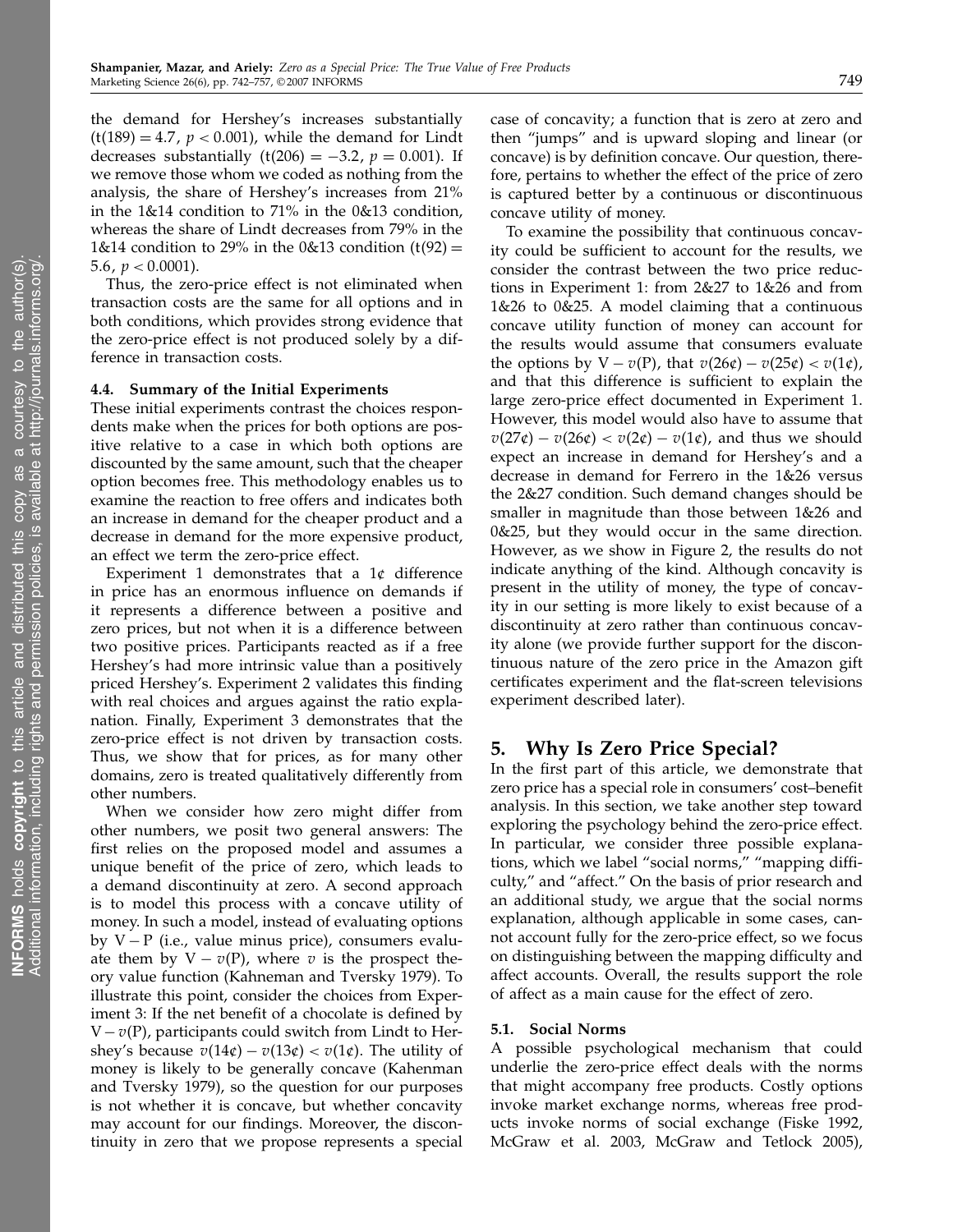the demand for Hershey's increases substantially ($t(189) = 4.7$, $p < 0.001$), while the demand for Lindt decreases substantially ($t(206) = -3.2$, $p = 0.001$). If we remove those whom we coded as nothing from the analysis, the share of Hershey's increases from 21% in the 1&14 condition to 71% in the 0&13 condition, whereas the share of Lindt decreases from 79% in the 1&14 condition to 29% in the 0&13 condition ($t(92) = 5.6$, $p < 0.0001$).

Thus, the zero-price effect is not eliminated when transaction costs are the same for all options and in both conditions, which provides strong evidence that the zero-price effect is not produced solely by a difference in transaction costs.

### 4.4. Summary of the Initial Experiments

These initial experiments contrast the choices respondents make when the prices for both options are positive relative to a case in which both options are discounted by the same amount, such that the cheaper option becomes free. This methodology enables us to examine the reaction to free offers and indicates both an increase in demand for the cheaper product and a decrease in demand for the more expensive product, an effect we term the zero-price effect.

Experiment 1 demonstrates that a 1¢ difference in price has an enormous influence on demands if it represents a difference between a positive and zero prices, but not when it is a difference between two positive prices. Participants reacted as if a free Hershey's had more intrinsic value than a positively priced Hershey's. Experiment 2 validates this finding with real choices and argues against the ratio explanation. Finally, Experiment 3 demonstrates that the zero-price effect is not driven by transaction costs. Thus, we show that for prices, as for many other domains, zero is treated qualitatively differently from other numbers.

When we consider how zero might differ from other numbers, we posit two general answers: The first relies on the proposed model and assumes a unique benefit of the price of zero, which leads to a demand discontinuity at zero. A second approach is to model this process with a concave utility of money. In such a model, instead of evaluating options by $V - P$ (i.e., value minus price), consumers evaluate them by $V - v(P)$, where $v$ is the prospect theory value function (Kahneman and Tversky 1979). To illustrate this point, consider the choices from Experiment 3: If the net benefit of a chocolate is defined by $V - v(P)$, participants could switch from Lindt to Hershey's because $v(14¢) - v(13¢) < v(1¢)$. The utility of money is likely to be generally concave (Kahenman and Tversky 1979), so the question for our purposes is not whether it is concave, but whether concavity may account for our findings. Moreover, the discontinuity in zero that we propose represents a special case of concavity; a function that is zero at zero and then "jumps" and is upward sloping and linear (or concave) is by definition concave. Our question, therefore, pertains to whether the effect of the price of zero is captured better by a continuous or discontinuous concave utility of money.

To examine the possibility that continuous concavity could be sufficient to account for the results, we consider the contrast between the two price reductions in Experiment 1: from 2&27 to 1&26 and from 1&26 to 0&25. A model claiming that a continuous concave utility function of money can account for the results would assume that consumers evaluate the options by $V - v(P)$, that $v(26¢) - v(25¢) < v(1¢)$, and that this difference is sufficient to explain the large zero-price effect documented in Experiment 1. However, this model would also have to assume that $v(27¢) - v(26¢) < v(2¢) - v(1¢)$, and thus we should expect an increase in demand for Hershey's and a decrease in demand for Ferrero in the 1&26 versus the 2&27 condition. Such demand changes should be smaller in magnitude than those between 1&26 and 0&25, but they would occur in the same direction. However, as we show in Figure 2, the results do not indicate anything of the kind. Although concavity is present in the utility of money, the type of concavity in our setting is more likely to exist because of a discontinuity at zero rather than continuous concavity alone (we provide further support for the discontinuous nature of the zero price in the Amazon gift certificates experiment and the flat-screen televisions experiment described later).

## 5. Why Is Zero Price Special?

In the first part of this article, we demonstrate that zero price has a special role in consumers' cost–benefit analysis. In this section, we take another step toward exploring the psychology behind the zero-price effect. In particular, we consider three possible explanations, which we label "social norms," "mapping difficulty," and "affect." On the basis of prior research and an additional study, we argue that the social norms explanation, although applicable in some cases, cannot account fully for the zero-price effect, so we focus on distinguishing between the mapping difficulty and affect accounts. Overall, the results support the role of affect as a main cause for the effect of zero.

### 5.1. Social Norms

A possible psychological mechanism that could underlie the zero-price effect deals with the norms that might accompany free products. Costly options invoke market exchange norms, whereas free products invoke norms of social exchange (Fiske 1992, McGraw et al. 2003, McGraw and Tetlock 2005),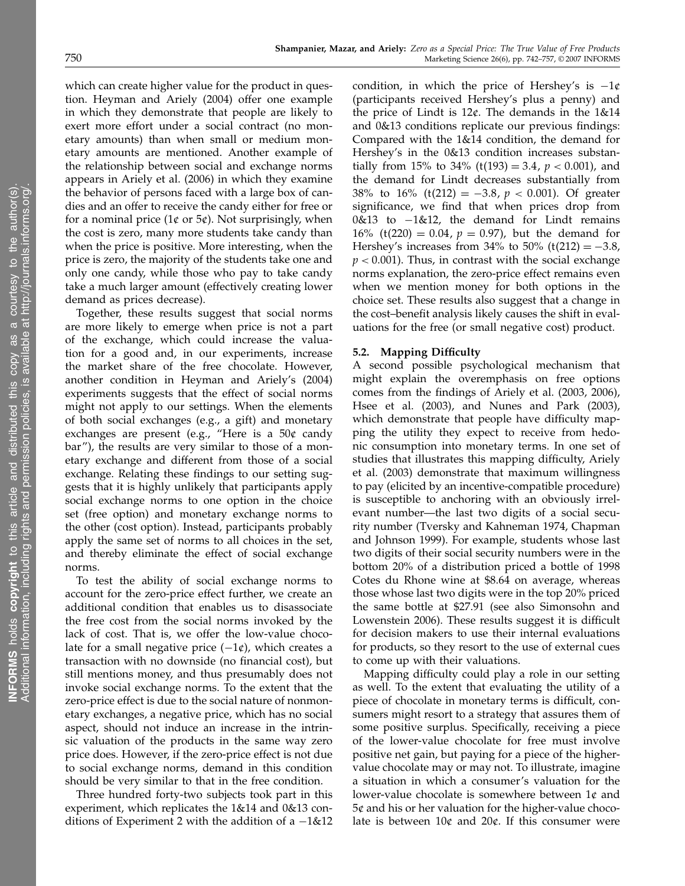which can create higher value for the product in question. Heyman and Ariely (2004) offer one example in which they demonstrate that people are likely to exert more effort under a social contract (no monetary amounts) than when small or medium monetary amounts are mentioned. Another example of the relationship between social and exchange norms appears in Ariely et al. (2006) in which they examine the behavior of persons faced with a large box of candies and an offer to receive the candy either for free or for a nominal price (1¢ or 5¢). Not surprisingly, when the cost is zero, many more students take candy than when the price is positive. More interesting, when the price is zero, the majority of the students take one and only one candy, while those who pay to take candy take a much larger amount (effectively creating lower demand as prices decrease).

Together, these results suggest that social norms are more likely to emerge when price is not a part of the exchange, which could increase the valuation for a good and, in our experiments, increase the market share of the free chocolate. However, another condition in Heyman and Ariely's (2004) experiments suggests that the effect of social norms might not apply to our settings. When the elements of both social exchanges (e.g., a gift) and monetary exchanges are present (e.g., "Here is a 50¢ candy bar"), the results are very similar to those of a monetary exchange and different from those of a social exchange. Relating these findings to our setting suggests that it is highly unlikely that participants apply social exchange norms to one option in the choice set (free option) and monetary exchange norms to the other (cost option). Instead, participants probably apply the same set of norms to all choices in the set, and thereby eliminate the effect of social exchange norms.

To test the ability of social exchange norms to account for the zero-price effect further, we create an additional condition that enables us to disassociate the free cost from the social norms invoked by the lack of cost. That is, we offer the low-value chocolate for a small negative price (−1¢), which creates a transaction with no downside (no financial cost), but still mentions money, and thus presumably does not invoke social exchange norms. To the extent that the zero-price effect is due to the social nature of nonmonetary exchanges, a negative price, which has no social aspect, should not induce an increase in the intrinsic valuation of the products in the same way zero price does. However, if the zero-price effect is not due to social exchange norms, demand in this condition should be very similar to that in the free condition.

Three hundred forty-two subjects took part in this experiment, which replicates the 1&14 and 0&13 conditions of Experiment 2 with the addition of a −1&12 condition, in which the price of Hershey's is −1¢ (participants received Hershey's plus a penny) and the price of Lindt is 12¢. The demands in the 1&14 and 0&13 conditions replicate our previous findings: Compared with the 1&14 condition, the demand for Hershey's in the 0&13 condition increases substantially from 15% to 34% ($t(193) = 3.4$, $p < 0.001$), and the demand for Lindt decreases substantially from 38% to 16% ($t(212) = -3.8$, $p < 0.001$). Of greater significance, we find that when prices drop from 0&13 to −1&12, the demand for Lindt remains 16% ($t(220) = 0.04$, $p = 0.97$), but the demand for Hershey's increases from 34% to 50% ($t(212) = -3.8$, $p < 0.001$). Thus, in contrast with the social exchange norms explanation, the zero-price effect remains even when we mention money for both options in the choice set. These results also suggest that a change in the cost–benefit analysis likely causes the shift in evaluations for the free (or small negative cost) product.

### 5.2. Mapping Difficulty

A second possible psychological mechanism that might explain the overemphasis on free options comes from the findings of Ariely et al. (2003, 2006), Hsee et al. (2003), and Nunes and Park (2003), which demonstrate that people have difficulty mapping the utility they expect to receive from hedonic consumption into monetary terms. In one set of studies that illustrates this mapping difficulty, Ariely et al. (2003) demonstrate that maximum willingness to pay (elicited by an incentive-compatible procedure) is susceptible to anchoring with an obviously irrelevant number—the last two digits of a social security number (Tversky and Kahneman 1974, Chapman and Johnson 1999). For example, students whose last two digits of their social security numbers were in the bottom 20% of a distribution priced a bottle of 1998 Cotes du Rhone wine at $8.64 on average, whereas those whose last two digits were in the top 20% priced the same bottle at $27.91 (see also Simonsohn and Lowenstein 2006). These results suggest it is difficult for decision makers to use their internal evaluations for products, so they resort to the use of external cues to come up with their valuations.

Mapping difficulty could play a role in our setting as well. To the extent that evaluating the utility of a piece of chocolate in monetary terms is difficult, consumers might resort to a strategy that assures them of some positive surplus. Specifically, receiving a piece of the lower-value chocolate for free must involve positive net gain, but paying for a piece of the higher-value chocolate may or may not. To illustrate, imagine a situation in which a consumer's valuation for the lower-value chocolate is somewhere between 1¢ and 5¢ and his or her valuation for the higher-value chocolate is between 10¢ and 20¢. If this consumer were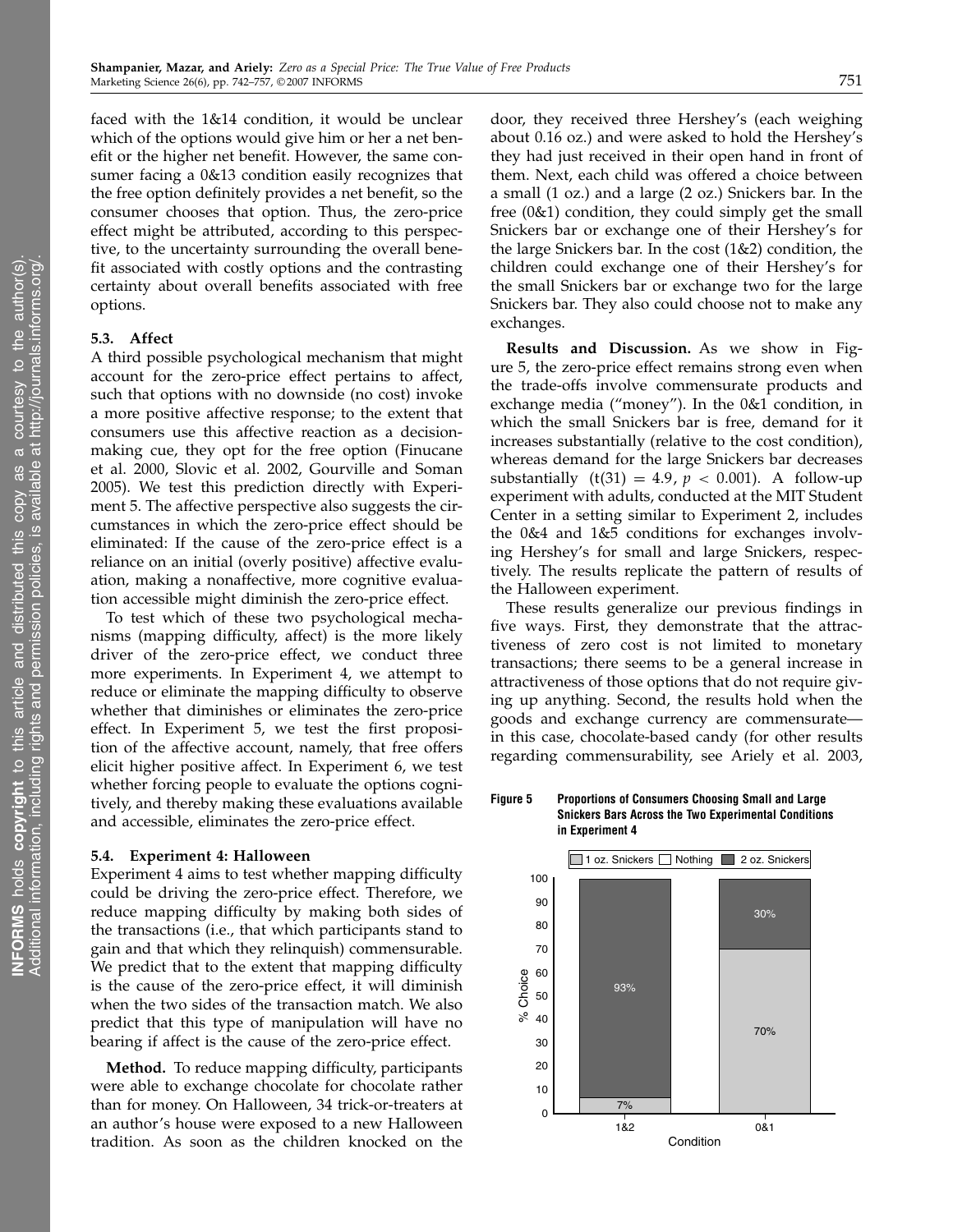faced with the 1&14 condition, it would be unclear which of the options would give him or her a net benefit or the higher net benefit. However, the same consumer facing a 0&13 condition easily recognizes that the free option definitely provides a net benefit, so the consumer chooses that option. Thus, the zero-price effect might be attributed, according to this perspective, to the uncertainty surrounding the overall benefit associated with costly options and the contrasting certainty about overall benefits associated with free options.

### 5.3. Affect

A third possible psychological mechanism that might account for the zero-price effect pertains to affect, such that options with no downside (no cost) invoke a more positive affective response; to the extent that consumers use this affective reaction as a decision-making cue, they opt for the free option (Finucane et al. 2000, Slovic et al. 2002, Gourville and Soman 2005). We test this prediction directly with Experiment 5. The affective perspective also suggests the circumstances in which the zero-price effect should be eliminated: If the cause of the zero-price effect is a reliance on an initial (overly positive) affective evaluation, making a nonaffective, more cognitive evaluation accessible might diminish the zero-price effect.

To test which of these two psychological mechanisms (mapping difficulty, affect) is the more likely driver of the zero-price effect, we conduct three more experiments. In Experiment 4, we attempt to reduce or eliminate the mapping difficulty to observe whether that diminishes or eliminates the zero-price effect. In Experiment 5, we test the first proposition of the affective account, namely, that free offers elicit higher positive affect. In Experiment 6, we test whether forcing people to evaluate the options cognitively, and thereby making these evaluations available and accessible, eliminates the zero-price effect.

### 5.4. Experiment 4: Halloween

Experiment 4 aims to test whether mapping difficulty could be driving the zero-price effect. Therefore, we reduce mapping difficulty by making both sides of the transactions (i.e., that which participants stand to gain and that which they relinquish) commensurable. We predict that to the extent that mapping difficulty is the cause of the zero-price effect, it will diminish when the two sides of the transaction match. We also predict that this type of manipulation will have no bearing if affect is the cause of the zero-price effect.

**Method.** To reduce mapping difficulty, participants were able to exchange chocolate for chocolate rather than for money. On Halloween, 34 trick-or-treaters at an author's house were exposed to a new Halloween tradition. As soon as the children knocked on the door, they received three Hershey's (each weighing about 0.16 oz.) and were asked to hold the Hershey's they had just received in their open hand in front of them. Next, each child was offered a choice between a small (1 oz.) and a large (2 oz.) Snickers bar. In the free (0&1) condition, they could simply get the small Snickers bar or exchange one of their Hershey's for the large Snickers bar. In the cost (1&2) condition, the children could exchange one of their Hershey's for the small Snickers bar or exchange two for the large Snickers bar. They also could choose not to make any exchanges.

**Results and Discussion.** As we show in Figure 5, the zero-price effect remains strong even when the trade-offs involve commensurate products and exchange media ("money"). In the 0&1 condition, in which the small Snickers bar is free, demand for it increases substantially (relative to the cost condition), whereas demand for the large Snickers bar decreases substantially ($t(31) = 4.9$, $p < 0.001$). A follow-up experiment with adults, conducted at the MIT Student Center in a setting similar to Experiment 2, includes the 0&4 and 1&5 conditions for exchanges involving Hershey's for small and large Snickers, respectively. The results replicate the pattern of results of the Halloween experiment.

These results generalize our previous findings in five ways. First, they demonstrate that the attractiveness of zero cost is not limited to monetary transactions; there seems to be a general increase in attractiveness of those options that do not require giving up anything. Second, the results hold when the goods and exchange currency are commensurate—in this case, chocolate-based candy (for other results regarding commensurability, see Ariely et al. 2003,

**Figure 5** Proportions of Consumers Choosing Small and Large Snickers Bars Across the Two Experimental Conditions in Experiment 4

| Condition | 1 oz. Snickers | Nothing | 2 oz. Snickers |
|---|---|---|---|
| 1&2 | 7% | | 93% |
| 0&1 | 70% | | 30% |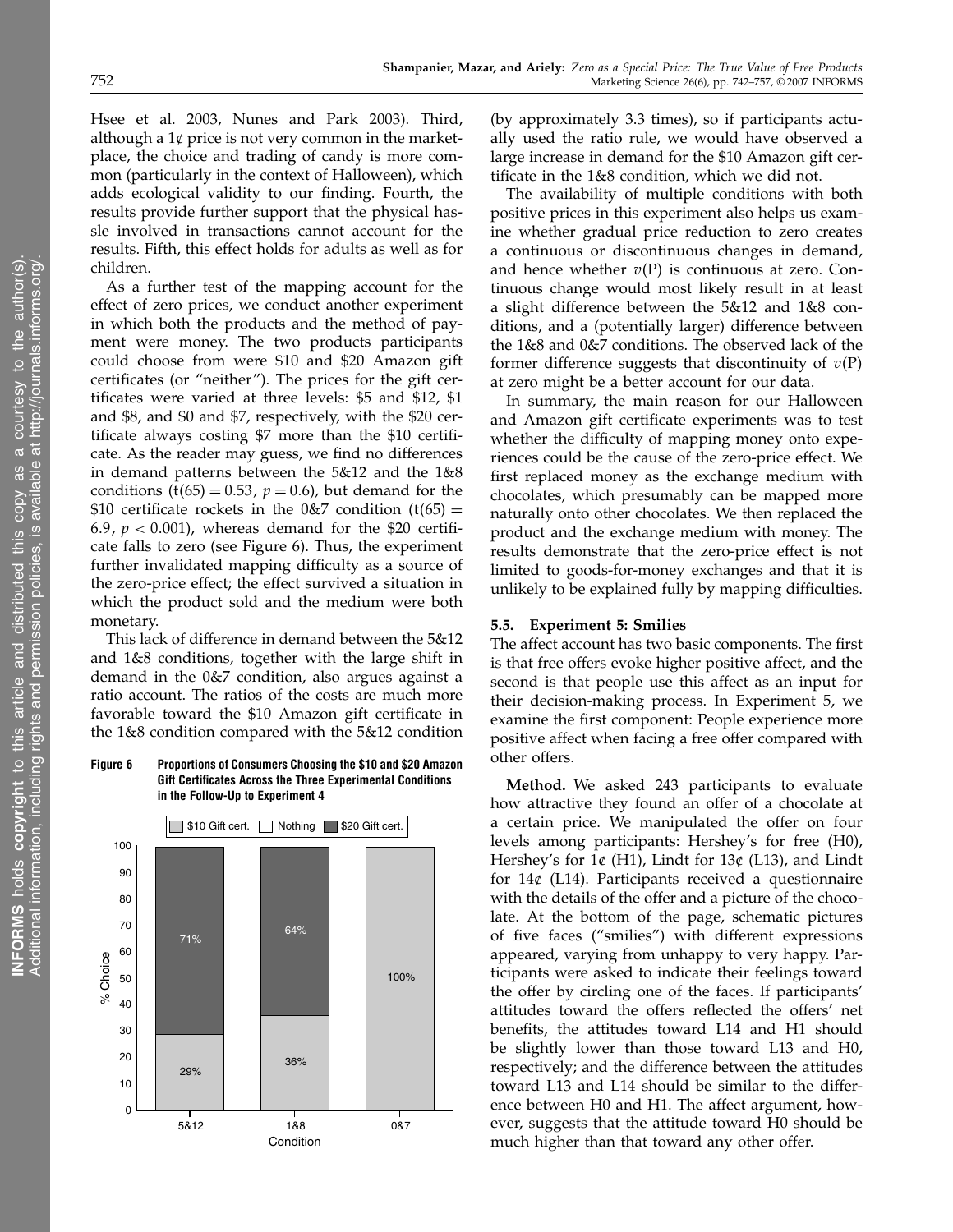Hsee et al. 2003, Nunes and Park 2003). Third, although a 1¢ price is not very common in the marketplace, the choice and trading of candy is more common (particularly in the context of Halloween), which adds ecological validity to our finding. Fourth, the results provide further support that the physical hassle involved in transactions cannot account for the results. Fifth, this effect holds for adults as well as for children.

As a further test of the mapping account for the effect of zero prices, we conduct another experiment in which both the products and the method of payment were money. The two products participants could choose from were \$10 and \$20 Amazon gift certificates (or "neither"). The prices for the gift certificates were varied at three levels: \$5 and \$12, \$1 and \$8, and \$0 and \$7, respectively, with the \$20 certificate always costing \$7 more than the \$10 certificate. As the reader may guess, we find no differences in demand patterns between the 5&12 and the 1&8 conditions ($t(65) = 0.53$, $p = 0.6$), but demand for the \$10 certificate rockets in the 0&7 condition ($t(65) = 6.9$, $p < 0.001$), whereas demand for the \$20 certificate falls to zero (see Figure 6). Thus, the experiment further invalidated mapping difficulty as a source of the zero-price effect; the effect survived a situation in which the product sold and the medium were both monetary.

This lack of difference in demand between the 5&12 and 1&8 conditions, together with the large shift in demand in the 0&7 condition, also argues against a ratio account. The ratios of the costs are much more favorable toward the \$10 Amazon gift certificate in the 1&8 condition compared with the 5&12 condition (by approximately 3.3 times), so if participants actually used the ratio rule, we would have observed a large increase in demand for the \$10 Amazon gift certificate in the 1&8 condition, which we did not.

**Figure 6** Proportions of Consumers Choosing the \$10 and \$20 Amazon Gift Certificates Across the Three Experimental Conditions in the Follow-Up to Experiment 4

| Condition | \$10 Gift cert. | Nothing | \$20 Gift cert. |
|---|---|---|---|
| 5&12 | 29% | | 71% |
| 1&8 | 36% | | 64% |
| 0&7 | 100% | | |

The availability of multiple conditions with both positive prices in this experiment also helps us examine whether gradual price reduction to zero creates a continuous or discontinuous changes in demand, and hence whether $v(P)$ is continuous at zero. Continuous change would most likely result in at least a slight difference between the 5&12 and 1&8 conditions, and a (potentially larger) difference between the 1&8 and 0&7 conditions. The observed lack of the former difference suggests that discontinuity of $v(P)$ at zero might be a better account for our data.

In summary, the main reason for our Halloween and Amazon gift certificate experiments was to test whether the difficulty of mapping money onto experiences could be the cause of the zero-price effect. We first replaced money as the exchange medium with chocolates, which presumably can be mapped more naturally onto other chocolates. We then replaced the product and the exchange medium with money. The results demonstrate that the zero-price effect is not limited to goods-for-money exchanges and that it is unlikely to be explained fully by mapping difficulties.

### 5.5. Experiment 5: Smilies

The affect account has two basic components. The first is that free offers evoke higher positive affect, and the second is that people use this affect as an input for their decision-making process. In Experiment 5, we examine the first component: People experience more positive affect when facing a free offer compared with other offers.

**Method.** We asked 243 participants to evaluate how attractive they found an offer of a chocolate at a certain price. We manipulated the offer on four levels among participants: Hershey's for free (H0), Hershey's for 1¢ (H1), Lindt for 13¢ (L13), and Lindt for 14¢ (L14). Participants received a questionnaire with the details of the offer and a picture of the chocolate. At the bottom of the page, schematic pictures of five faces ("smilies") with different expressions appeared, varying from unhappy to very happy. Participants were asked to indicate their feelings toward the offer by circling one of the faces. If participants' attitudes toward the offers reflected the offers' net benefits, the attitudes toward L14 and H1 should be slightly lower than those toward L13 and H0, respectively; and the difference between the attitudes toward L13 and L14 should be similar to the difference between H0 and H1. The affect argument, however, suggests that the attitude toward H0 should be much higher than that toward any other offer.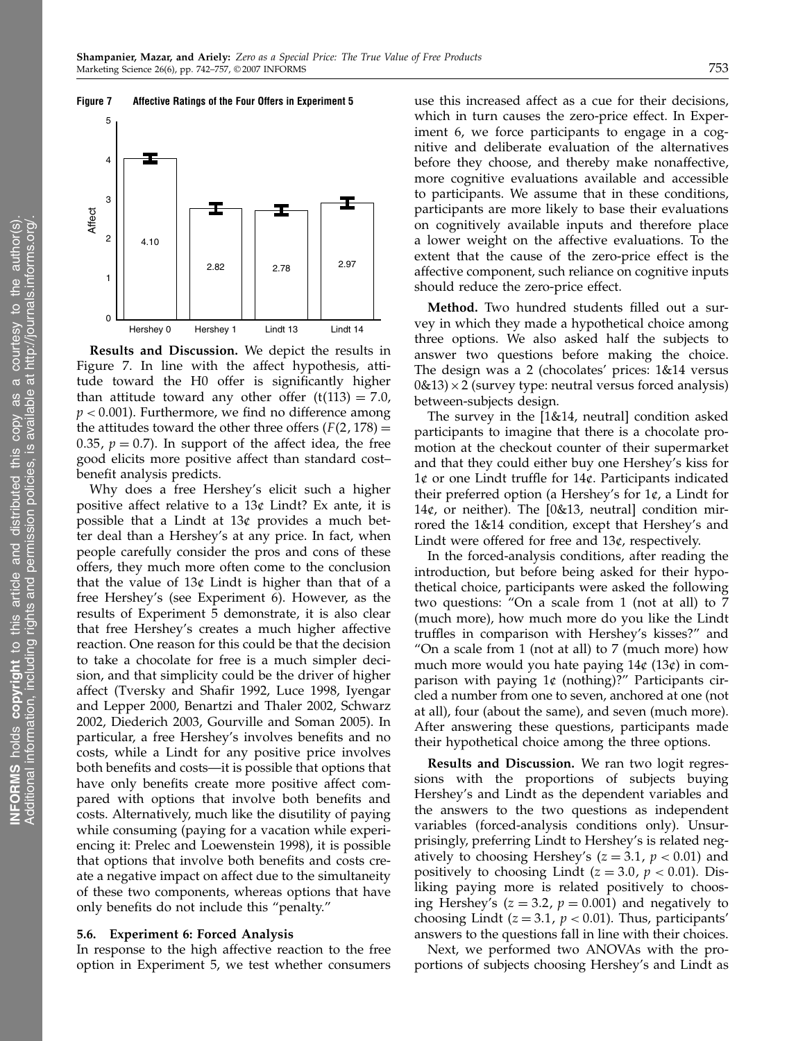**Figure 7 Affective Ratings of the Four Offers in Experiment 5**

| | Hershey 0 | Hershey 1 | Lindt 13 | Lindt 14 |
|---|---|---|---|---|
| Affect | 4.10 | 2.82 | 2.78 | 2.97 |

**Results and Discussion.** We depict the results in Figure 7. In line with the affect hypothesis, attitude toward the H0 offer is significantly higher than attitude toward any other offer ($t(113) = 7.0$, $p < 0.001$). Furthermore, we find no difference among the attitudes toward the other three offers ($F(2, 178) = 0.35$, $p = 0.7$). In support of the affect idea, the free good elicits more positive affect than standard cost–benefit analysis predicts.

Why does a free Hershey's elicit such a higher positive affect relative to a 13¢ Lindt? Ex ante, it is possible that a Lindt at 13¢ provides a much better deal than a Hershey's at any price. In fact, when people carefully consider the pros and cons of these offers, they much more often come to the conclusion that the value of 13¢ Lindt is higher than that of a free Hershey's (see Experiment 6). However, as the results of Experiment 5 demonstrate, it is also clear that free Hershey's creates a much higher affective reaction. One reason for this could be that the decision to take a chocolate for free is a much simpler decision, and that simplicity could be the driver of higher affect (Tversky and Shafir 1992, Luce 1998, Iyengar and Lepper 2000, Benartzi and Thaler 2002, Schwarz 2002, Diederich 2003, Gourville and Soman 2005). In particular, a free Hershey's involves benefits and no costs, while a Lindt for any positive price involves both benefits and costs—it is possible that options that have only benefits create more positive affect compared with options that involve both benefits and costs. Alternatively, much like the disutility of paying while consuming (paying for a vacation while experiencing it: Prelec and Loewenstein 1998), it is possible that options that involve both benefits and costs create a negative impact on affect due to the simultaneity of these two components, whereas options that have only benefits do not include this "penalty."

### 5.6. Experiment 6: Forced Analysis

In response to the high affective reaction to the free option in Experiment 5, we test whether consumers use this increased affect as a cue for their decisions, which in turn causes the zero-price effect. In Experiment 6, we force participants to engage in a cognitive and deliberate evaluation of the alternatives before they choose, and thereby make nonaffective, more cognitive evaluations available and accessible to participants. We assume that in these conditions, participants are more likely to base their evaluations on cognitively available inputs and therefore place a lower weight on the affective evaluations. To the extent that the cause of the zero-price effect is the affective component, such reliance on cognitive inputs should reduce the zero-price effect.

**Method.** Two hundred students filled out a survey in which they made a hypothetical choice among three options. We also asked half the subjects to answer two questions before making the choice. The design was a 2 (chocolates' prices: 1&14 versus 0&13) × 2 (survey type: neutral versus forced analysis) between-subjects design.

The survey in the [1&14, neutral] condition asked participants to imagine that there is a chocolate promotion at the checkout counter of their supermarket and that they could either buy one Hershey's kiss for 1¢ or one Lindt truffle for 14¢. Participants indicated their preferred option (a Hershey's for 1¢, a Lindt for 14¢, or neither). The [0&13, neutral] condition mirrored the 1&14 condition, except that Hershey's and Lindt were offered for free and 13¢, respectively.

In the forced-analysis conditions, after reading the introduction, but before being asked for their hypothetical choice, participants were asked the following two questions: "On a scale from 1 (not at all) to 7 (much more), how much more do you like the Lindt truffles in comparison with Hershey's kisses?" and "On a scale from 1 (not at all) to 7 (much more) how much more would you hate paying 14¢ (13¢) in comparison with paying 1¢ (nothing)?" Participants circled a number from one to seven, anchored at one (not at all), four (about the same), and seven (much more). After answering these questions, participants made their hypothetical choice among the three options.

**Results and Discussion.** We ran two logit regressions with the proportions of subjects buying Hershey's and Lindt as the dependent variables and the answers to the two questions as independent variables (forced-analysis conditions only). Unsurprisingly, preferring Lindt to Hershey's is related negatively to choosing Hershey's ($z = 3.1$, $p < 0.01$) and positively to choosing Lindt ($z = 3.0$, $p < 0.01$). Disliking paying more is related positively to choosing Hershey's ($z = 3.2$, $p = 0.001$) and negatively to choosing Lindt ($z = 3.1$, $p < 0.01$). Thus, participants' answers to the questions fall in line with their choices.

Next, we performed two ANOVAs with the proportions of subjects choosing Hershey's and Lindt as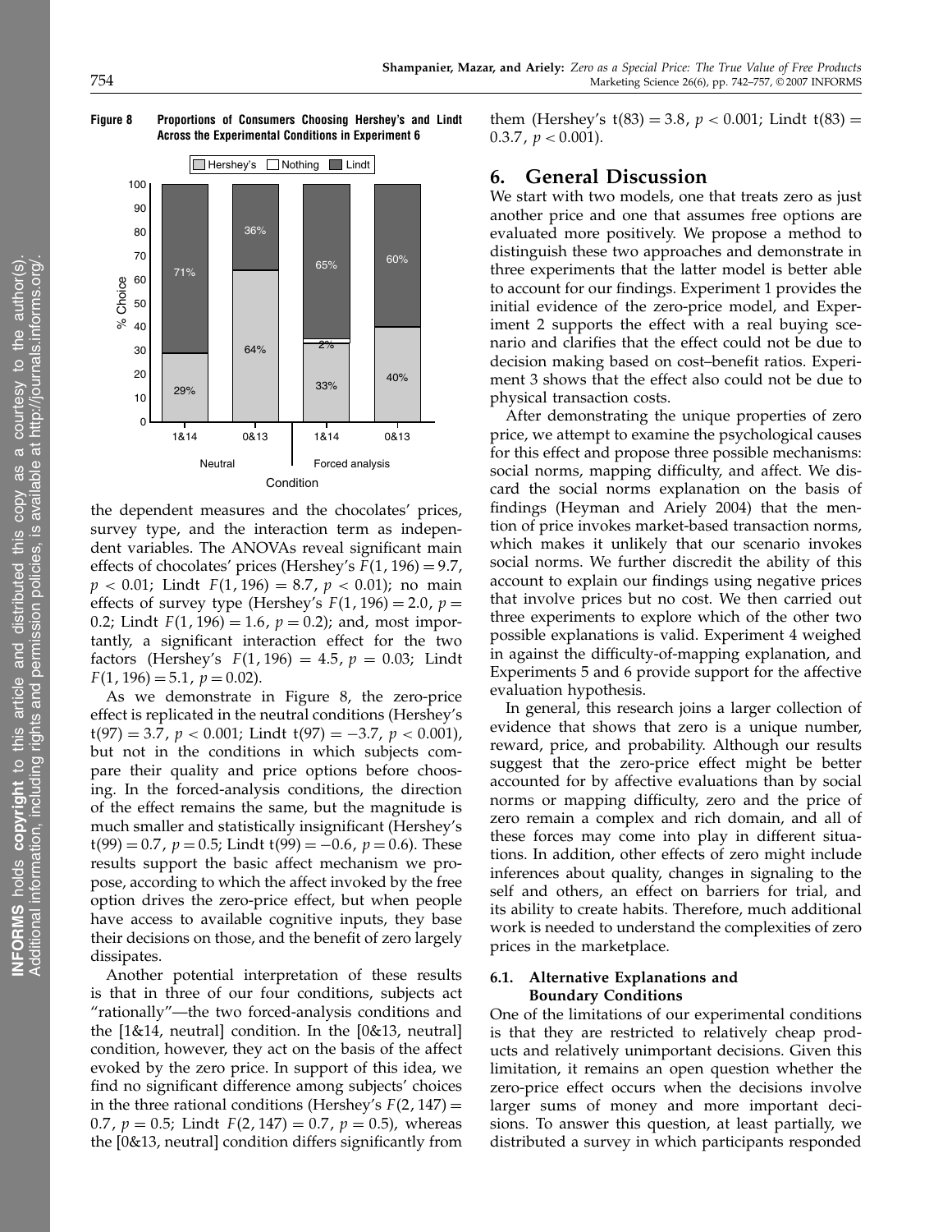**Figure 8 Proportions of Consumers Choosing Hershey's and Lindt Across the Experimental Conditions in Experiment 6**

the dependent measures and the chocolates' prices, survey type, and the interaction term as independent variables. The ANOVAs reveal significant main effects of chocolates' prices (Hershey's $F(1, 196) = 9.7$, $p < 0.01$; Lindt $F(1, 196) = 8.7$, $p < 0.01$); no main effects of survey type (Hershey's $F(1, 196) = 2.0$, $p = 0.2$; Lindt $F(1, 196) = 1.6$, $p = 0.2$); and, most importantly, a significant interaction effect for the two factors (Hershey's $F(1, 196) = 4.5$, $p = 0.03$; Lindt $F(1, 196) = 5.1$, $p = 0.02$).

As we demonstrate in Figure 8, the zero-price effect is replicated in the neutral conditions (Hershey's $t(97) = 3.7$, $p < 0.001$; Lindt $t(97) = -3.7$, $p < 0.001$), but not in the conditions in which subjects compare their quality and price options before choosing. In the forced-analysis conditions, the direction of the effect remains the same, but the magnitude is much smaller and statistically insignificant (Hershey's $t(99) = 0.7$, $p = 0.5$; Lindt $t(99) = -0.6$, $p = 0.6$). These results support the basic affect mechanism we propose, according to which the affect invoked by the free option drives the zero-price effect, but when people have access to available cognitive inputs, they base their decisions on those, and the benefit of zero largely dissipates.

Another potential interpretation of these results is that in three of our four conditions, subjects act "rationally"—the two forced-analysis conditions and the [1&14, neutral] condition. In the [0&13, neutral] condition, however, they act on the basis of the affect evoked by the zero price. In support of this idea, we find no significant difference among subjects' choices in the three rational conditions (Hershey's $F(2, 147) = 0.7$, $p = 0.5$; Lindt $F(2, 147) = 0.7$, $p = 0.5$), whereas the [0&13, neutral] condition differs significantly from them (Hershey's $t(83) = 3.8$, $p < 0.001$; Lindt $t(83) = 0.3.7$, $p < 0.001$).

## 6. General Discussion

We start with two models, one that treats zero as just another price and one that assumes free options are evaluated more positively. We propose a method to distinguish these two approaches and demonstrate in three experiments that the latter model is better able to account for our findings. Experiment 1 provides the initial evidence of the zero-price model, and Experiment 2 supports the effect with a real buying scenario and clarifies that the effect could not be due to decision making based on cost–benefit ratios. Experiment 3 shows that the effect also could not be due to physical transaction costs.

After demonstrating the unique properties of zero price, we attempt to examine the psychological causes for this effect and propose three possible mechanisms: social norms, mapping difficulty, and affect. We discard the social norms explanation on the basis of findings (Heyman and Ariely 2004) that the mention of price invokes market-based transaction norms, which makes it unlikely that our scenario invokes social norms. We further discredit the ability of this account to explain our findings using negative prices that involve prices but no cost. We then carried out three experiments to explore which of the other two possible explanations is valid. Experiment 4 weighed in against the difficulty-of-mapping explanation, and Experiments 5 and 6 provide support for the affective evaluation hypothesis.

In general, this research joins a larger collection of evidence that shows that zero is a unique number, reward, price, and probability. Although our results suggest that the zero-price effect might be better accounted for by affective evaluations than by social norms or mapping difficulty, zero and the price of zero remain a complex and rich domain, and all of these forces may come into play in different situations. In addition, other effects of zero might include inferences about quality, changes in signaling to the self and others, an effect on barriers for trial, and its ability to create habits. Therefore, much additional work is needed to understand the complexities of zero prices in the marketplace.

### 6.1. Alternative Explanations and Boundary Conditions

One of the limitations of our experimental conditions is that they are restricted to relatively cheap products and relatively unimportant decisions. Given this limitation, it remains an open question whether the zero-price effect occurs when the decisions involve larger sums of money and more important decisions. To answer this question, at least partially, we distributed a survey in which participants responded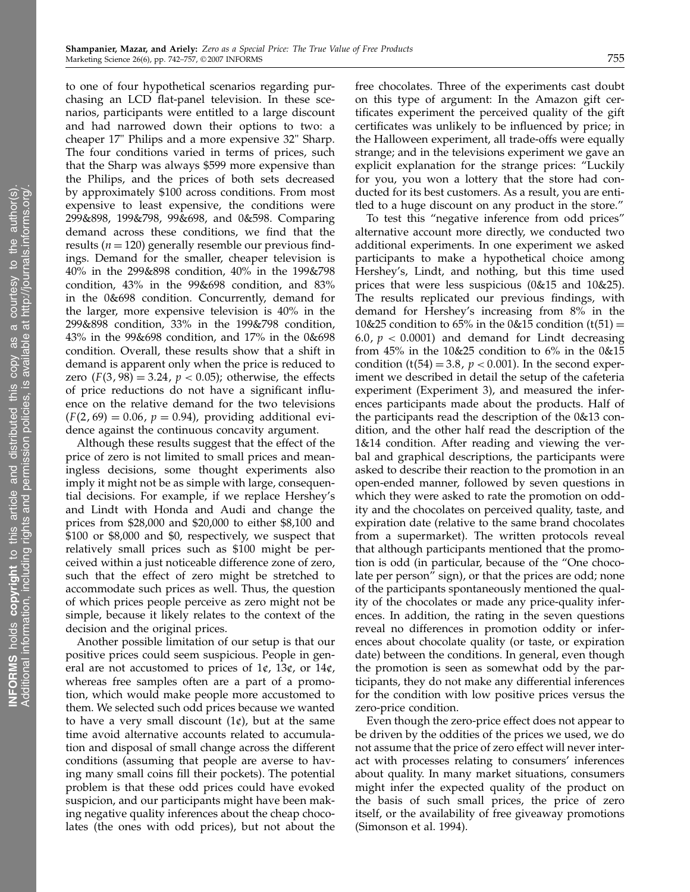to one of four hypothetical scenarios regarding purchasing an LCD flat-panel television. In these scenarios, participants were entitled to a large discount and had narrowed down their options to two: a cheaper 17" Philips and a more expensive 32" Sharp. The four conditions varied in terms of prices, such that the Sharp was always $599 more expensive than the Philips, and the prices of both sets decreased by approximately $100 across conditions. From most expensive to least expensive, the conditions were 299&898, 199&798, 99&698, and 0&598. Comparing demand across these conditions, we find that the results ($n = 120$) generally resemble our previous findings. Demand for the smaller, cheaper television is 40% in the 299&898 condition, 40% in the 199&798 condition, 43% in the 99&698 condition, and 83% in the 0&698 condition. Concurrently, demand for the larger, more expensive television is 40% in the 299&898 condition, 33% in the 199&798 condition, 43% in the 99&698 condition, and 17% in the 0&698 condition. Overall, these results show that a shift in demand is apparent only when the price is reduced to zero ($F(3, 98) = 3.24$, $p < 0.05$); otherwise, the effects of price reductions do not have a significant influence on the relative demand for the two televisions ($F(2, 69) = 0.06$, $p = 0.94$), providing additional evidence against the continuous concavity argument.

Although these results suggest that the effect of the price of zero is not limited to small prices and meaningless decisions, some thought experiments also imply it might not be as simple with large, consequential decisions. For example, if we replace Hershey's and Lindt with Honda and Audi and change the prices from $28,000 and $20,000 to either $8,100 and $100 or $8,000 and $0, respectively, we suspect that relatively small prices such as $100 might be perceived within a just noticeable difference zone of zero, such that the effect of zero might be stretched to accommodate such prices as well. Thus, the question of which prices people perceive as zero might not be simple, because it likely relates to the context of the decision and the original prices.

Another possible limitation of our setup is that our positive prices could seem suspicious. People in general are not accustomed to prices of 1¢, 13¢, or 14¢, whereas free samples often are a part of a promotion, which would make people more accustomed to them. We selected such odd prices because we wanted to have a very small discount (1¢), but at the same time avoid alternative accounts related to accumulation and disposal of small change across the different conditions (assuming that people are averse to having many small coins fill their pockets). The potential problem is that these odd prices could have evoked suspicion, and our participants might have been making negative quality inferences about the cheap chocolates (the ones with odd prices), but not about the free chocolates. Three of the experiments cast doubt on this type of argument: In the Amazon gift certificates experiment the perceived quality of the gift certificates was unlikely to be influenced by price; in the Halloween experiment, all trade-offs were equally strange; and in the televisions experiment we gave an explicit explanation for the strange prices: "Luckily for you, you won a lottery that the store had conducted for its best customers. As a result, you are entitled to a huge discount on any product in the store."

To test this "negative inference from odd prices" alternative account more directly, we conducted two additional experiments. In one experiment we asked participants to make a hypothetical choice among Hershey's, Lindt, and nothing, but this time used prices that were less suspicious (0&15 and 10&25). The results replicated our previous findings, with demand for Hershey's increasing from 8% in the 10&25 condition to 65% in the 0&15 condition ($t(51) = 6.0$, $p < 0.0001$) and demand for Lindt decreasing from 45% in the 10&25 condition to 6% in the 0&15 condition ($t(54) = 3.8$, $p < 0.001$). In the second experiment we described in detail the setup of the cafeteria experiment (Experiment 3), and measured the inferences participants made about the products. Half of the participants read the description of the 0&13 condition, and the other half read the description of the 1&14 condition. After reading and viewing the verbal and graphical descriptions, the participants were asked to describe their reaction to the promotion in an open-ended manner, followed by seven questions in which they were asked to rate the promotion on oddity and the chocolates on perceived quality, taste, and expiration date (relative to the same brand chocolates from a supermarket). The written protocols reveal that although participants mentioned that the promotion is odd (in particular, because of the "One chocolate per person" sign), or that the prices are odd; none of the participants spontaneously mentioned the quality of the chocolates or made any price-quality inferences. In addition, the rating in the seven questions reveal no differences in promotion oddity or inferences about chocolate quality (or taste, or expiration date) between the conditions. In general, even though the promotion is seen as somewhat odd by the participants, they do not make any differential inferences for the condition with low positive prices versus the zero-price condition.

Even though the zero-price effect does not appear to be driven by the oddities of the prices we used, we do not assume that the price of zero effect will never interact with processes relating to consumers' inferences about quality. In many market situations, consumers might infer the expected quality of the product on the basis of such small prices, the price of zero itself, or the availability of free giveaway promotions (Simonson et al. 1994).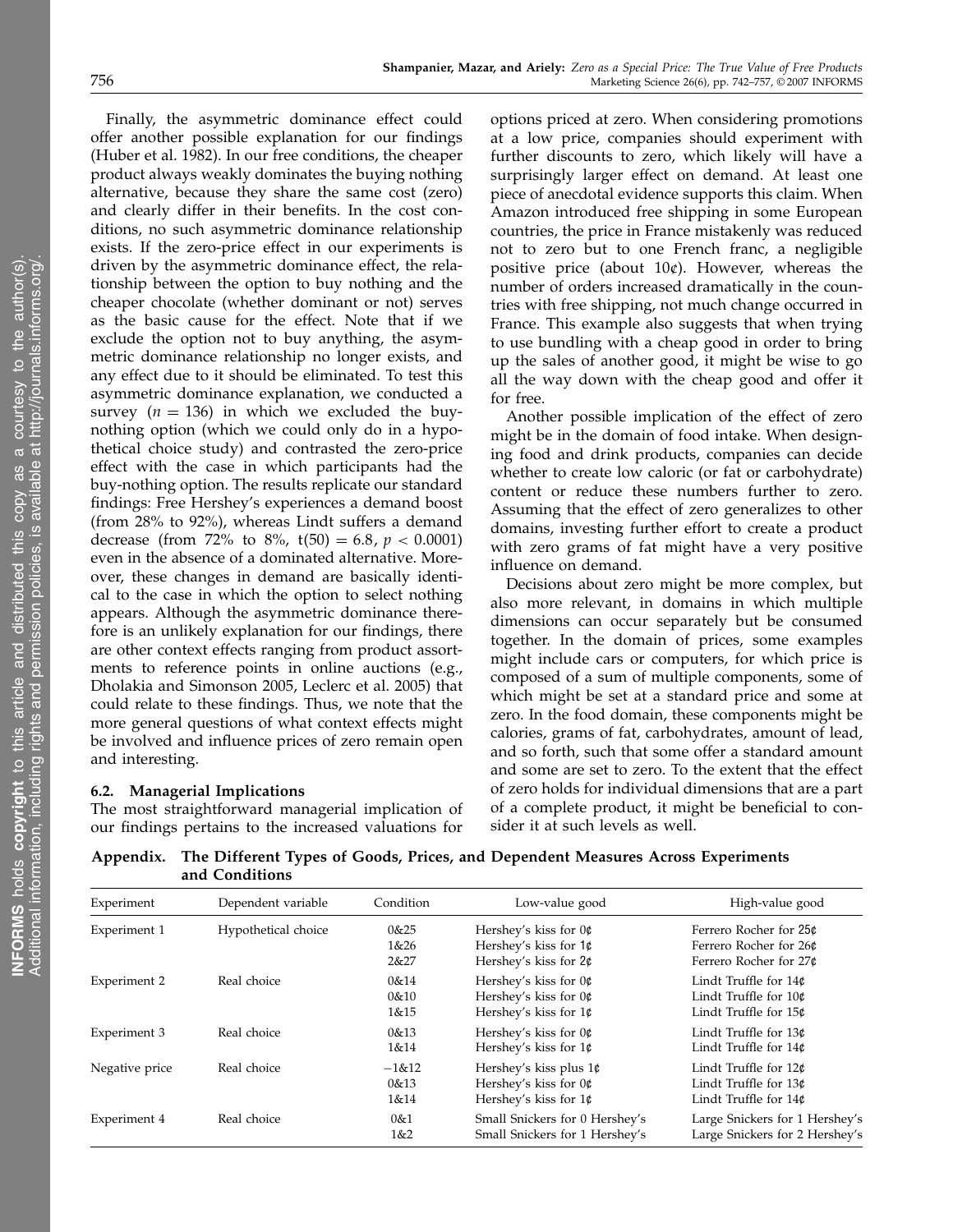Finally, the asymmetric dominance effect could offer another possible explanation for our findings (Huber et al. 1982). In our free conditions, the cheaper product always weakly dominates the buying nothing alternative, because they share the same cost (zero) and clearly differ in their benefits. In the cost conditions, no such asymmetric dominance relationship exists. If the zero-price effect in our experiments is driven by the asymmetric dominance effect, the relationship between the option to buy nothing and the cheaper chocolate (whether dominant or not) serves as the basic cause for the effect. Note that if we exclude the option not to buy anything, the asymmetric dominance relationship no longer exists, and any effect due to it should be eliminated. To test this asymmetric dominance explanation, we conducted a survey ($n = 136$) in which we excluded the buy-nothing option (which we could only do in a hypothetical choice study) and contrasted the zero-price effect with the case in which participants had the buy-nothing option. The results replicate our standard findings: Free Hershey's experiences a demand boost (from 28% to 92%), whereas Lindt suffers a demand decrease (from 72% to 8%, $t(50) = 6.8$, $p < 0.0001$) even in the absence of a dominated alternative. Moreover, these changes in demand are basically identical to the case in which the option to select nothing appears. Although the asymmetric dominance therefore is an unlikely explanation for our findings, there are other context effects ranging from product assortments to reference points in online auctions (e.g., Dholakia and Simonson 2005, Leclerc et al. 2005) that could relate to these findings. Thus, we note that the more general questions of what context effects might be involved and influence prices of zero remain open and interesting.

### 6.2. Managerial Implications

The most straightforward managerial implication of our findings pertains to the increased valuations for options priced at zero. When considering promotions at a low price, companies should experiment with further discounts to zero, which likely will have a surprisingly larger effect on demand. At least one piece of anecdotal evidence supports this claim. When Amazon introduced free shipping in some European countries, the price in France mistakenly was reduced not to zero but to one French franc, a negligible positive price (about 10¢). However, whereas the number of orders increased dramatically in the countries with free shipping, not much change occurred in France. This example also suggests that when trying to use bundling with a cheap good in order to bring up the sales of another good, it might be wise to go all the way down with the cheap good and offer it for free.

Another possible implication of the effect of zero might be in the domain of food intake. When designing food and drink products, companies can decide whether to create low caloric (or fat or carbohydrate) content or reduce these numbers further to zero. Assuming that the effect of zero generalizes to other domains, investing further effort to create a product with zero grams of fat might have a very positive influence on demand.

Decisions about zero might be more complex, but also more relevant, in domains in which multiple dimensions can occur separately but be consumed together. In the domain of prices, some examples might include cars or computers, for which price is composed of a sum of multiple components, some of which might be set at a standard price and some at zero. In the food domain, these components might be calories, grams of fat, carbohydrates, amount of lead, and so forth, such that some offer a standard amount and some are set to zero. To the extent that the effect of zero holds for individual dimensions that are a part of a complete product, it might be beneficial to consider it at such levels as well.

**Appendix. The Different Types of Goods, Prices, and Dependent Measures Across Experiments and Conditions**

| Experiment | Dependent variable | Condition | Low-value good | High-value good |
|---|---|---|---|---|
| Experiment 1 | Hypothetical choice | 0&25 | Hershey's kiss for 0¢ | Ferrero Rocher for 25¢ |
| | | 1&26 | Hershey's kiss for 1¢ | Ferrero Rocher for 26¢ |
| | | 2&27 | Hershey's kiss for 2¢ | Ferrero Rocher for 27¢ |
| Experiment 2 | Real choice | 0&14 | Hershey's kiss for 0¢ | Lindt Truffle for 14¢ |
| | | 0&10 | Hershey's kiss for 0¢ | Lindt Truffle for 10¢ |
| | | 1&15 | Hershey's kiss for 1¢ | Lindt Truffle for 15¢ |
| Experiment 3 | Real choice | 0&13 | Hershey's kiss for 0¢ | Lindt Truffle for 13¢ |
| | | 1&14 | Hershey's kiss for 1¢ | Lindt Truffle for 14¢ |
| Negative price | Real choice | −1&12 | Hershey's kiss plus 1¢ | Lindt Truffle for 12¢ |
| | | 0&13 | Hershey's kiss for 0¢ | Lindt Truffle for 13¢ |
| | | 1&14 | Hershey's kiss for 1¢ | Lindt Truffle for 14¢ |
| Experiment 4 | Real choice | 0&1 | Small Snickers for 0 Hershey's | Large Snickers for 1 Hershey's |
| | | 1&2 | Small Snickers for 1 Hershey's | Large Snickers for 2 Hershey's |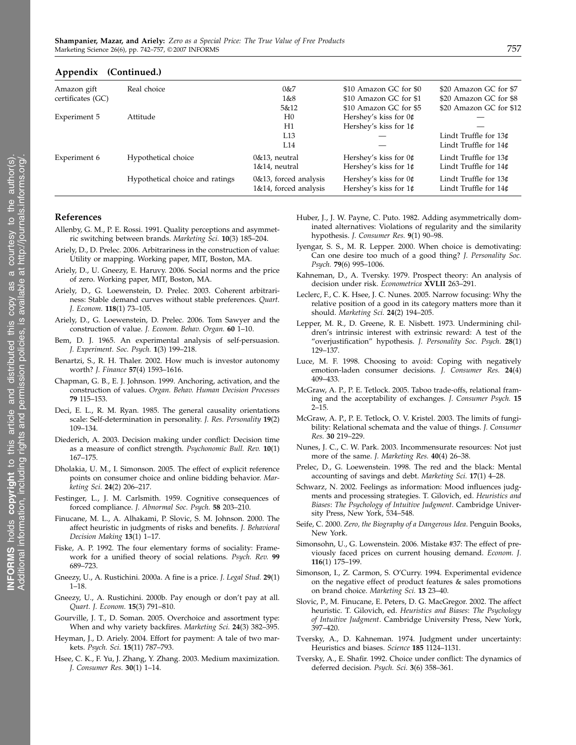## Appendix (Continued.)

| | | | | |
|---|---|---|---|---|
| Amazon gift certificates (GC) | Real choice | 0&7 | \$10 Amazon GC for \$0 | \$20 Amazon GC for \$7 |
| | | 1&8 | \$10 Amazon GC for \$1 | \$20 Amazon GC for \$8 |
| | | 5&12 | \$10 Amazon GC for \$5 | \$20 Amazon GC for \$12 |
| Experiment 5 | Attitude | H0 | Hershey's kiss for 0¢ | — |
| | | H1 | Hershey's kiss for 1¢ | — |
| | | L13 | — | Lindt Truffle for 13¢ |
| | | L14 | — | Lindt Truffle for 14¢ |
| Experiment 6 | Hypothetical choice | 0&13, neutral | Hershey's kiss for 0¢ | Lindt Truffle for 13¢ |
| | | 1&14, neutral | Hershey's kiss for 1¢ | Lindt Truffle for 14¢ |
| | Hypothetical choice and ratings | 0&13, forced analysis | Hershey's kiss for 0¢ | Lindt Truffle for 13¢ |
| | | 1&14, forced analysis | Hershey's kiss for 1¢ | Lindt Truffle for 14¢ |

## References

Allenby, G. M., P. E. Rossi. 1991. Quality perceptions and asymmetric switching between brands. *Marketing Sci.* **10**(3) 185–204.

Ariely, D., D. Prelec. 2006. Arbitrariness in the construction of value: Utility or mapping. Working paper, MIT, Boston, MA.

Ariely, D., U. Gneezy, E. Haruvy. 2006. Social norms and the price of zero. Working paper, MIT, Boston, MA.

Ariely, D., G. Loewenstein, D. Prelec. 2003. Coherent arbitrariness: Stable demand curves without stable preferences. *Quart. J. Econom.* **118**(1) 73–105.

Ariely, D., G. Loewenstein, D. Prelec. 2006. Tom Sawyer and the construction of value. *J. Econom. Behav. Organ.* **60** 1–10.

Bem, D. J. 1965. An experimental analysis of self-persuasion. *J. Experiment. Soc. Psych.* **1**(3) 199–218.

Benartzi, S., R. H. Thaler. 2002. How much is investor autonomy worth? *J. Finance* **57**(4) 1593–1616.

Chapman, G. B., E. J. Johnson. 1999. Anchoring, activation, and the construction of values. *Organ. Behav. Human Decision Processes* **79** 115–153.

Deci, E. L., R. M. Ryan. 1985. The general causality orientations scale: Self-determination in personality. *J. Res. Personality* **19**(2) 109–134.

Diederich, A. 2003. Decision making under conflict: Decision time as a measure of conflict strength. *Psychonomic Bull. Rev.* **10**(1) 167–175.

Dholakia, U. M., I. Simonson. 2005. The effect of explicit reference points on consumer choice and online bidding behavior. *Marketing Sci.* **24**(2) 206–217.

Festinger, L., J. M. Carlsmith. 1959. Cognitive consequences of forced compliance. *J. Abnormal Soc. Psych.* **58** 203–210.

Finucane, M. L., A. Alhakami, P. Slovic, S. M. Johnson. 2000. The affect heuristic in judgments of risks and benefits. *J. Behavioral Decision Making* **13**(1) 1–17.

Fiske, A. P. 1992. The four elementary forms of sociality: Framework for a unified theory of social relations. *Psych. Rev.* **99** 689–723.

Gneezy, U., A. Rustichini. 2000a. A fine is a price. *J. Legal Stud.* **29**(1) 1–18.

Gneezy, U., A. Rustichini. 2000b. Pay enough or don't pay at all. *Quart. J. Econom.* **15**(3) 791–810.

Gourville, J. T., D. Soman. 2005. Overchoice and assortment type: When and why variety backfires. *Marketing Sci.* **24**(3) 382–395.

Heyman, J., D. Ariely. 2004. Effort for payment: A tale of two markets. *Psych. Sci.* **15**(11) 787–793.

Hsee, C. K., F. Yu, J. Zhang, Y. Zhang. 2003. Medium maximization. *J. Consumer Res.* **30**(1) 1–14.

Huber, J., J. W. Payne, C. Puto. 1982. Adding asymmetrically dominated alternatives: Violations of regularity and the similarity hypothesis. *J. Consumer Res.* **9**(1) 90–98.

Iyengar, S. S., M. R. Lepper. 2000. When choice is demotivating: Can one desire too much of a good thing? *J. Personality Soc. Psych.* **79**(6) 995–1006.

Kahneman, D., A. Tversky. 1979. Prospect theory: An analysis of decision under risk. *Econometrica* **XVLII** 263–291.

Leclerc, F., C. K. Hsee, J. C. Nunes. 2005. Narrow focusing: Why the relative position of a good in its category matters more than it should. *Marketing Sci.* **24**(2) 194–205.

Lepper, M. R., D. Greene, R. E. Nisbett. 1973. Undermining children's intrinsic interest with extrinsic reward: A test of the "overjustification" hypothesis. *J. Personality Soc. Psych.* **28**(1) 129–137.

Luce, M. F. 1998. Choosing to avoid: Coping with negatively emotion-laden consumer decisions. *J. Consumer Res.* **24**(4) 409–433.

McGraw, A. P., P. E. Tetlock. 2005. Taboo trade-offs, relational framing and the acceptability of exchanges. *J. Consumer Psych.* **15** 2–15.

McGraw, A. P., P. E. Tetlock, O. V. Kristel. 2003. The limits of fungibility: Relational schemata and the value of things. *J. Consumer Res.* **30** 219–229.

Nunes, J. C., C. W. Park. 2003. Incommensurate resources: Not just more of the same. *J. Marketing Res.* **40**(4) 26–38.

Prelec, D., G. Loewenstein. 1998. The red and the black: Mental accounting of savings and debt. *Marketing Sci.* **17**(1) 4–28.

Schwarz, N. 2002. Feelings as information: Mood influences judgments and processing strategies. T. Gilovich, ed. *Heuristics and Biases*: *The Psychology of Intuitive Judgment*. Cambridge University Press, New York, 534–548.

Seife, C. 2000. *Zero, the Biography of a Dangerous Idea*. Penguin Books, New York.

Simonsohn, U., G. Lowenstein. 2006. Mistake #37: The effect of previously faced prices on current housing demand. *Econom. J.* **116**(1) 175–199.

Simonson, I., Z. Carmon, S. O'Curry. 1994. Experimental evidence on the negative effect of product features & sales promotions on brand choice. *Marketing Sci.* **13** 23–40.

Slovic, P., M. Finucane, E. Peters, D. G. MacGregor. 2002. The affect heuristic. T. Gilovich, ed. *Heuristics and Biases*: *The Psychology of Intuitive Judgment*. Cambridge University Press, New York, 397–420.

Tversky, A., D. Kahneman. 1974. Judgment under uncertainty: Heuristics and biases. *Science* **185** 1124–1131.

Tversky, A., E. Shafir. 1992. Choice under conflict: The dynamics of deferred decision. *Psych. Sci.* **3**(6) 358–361.